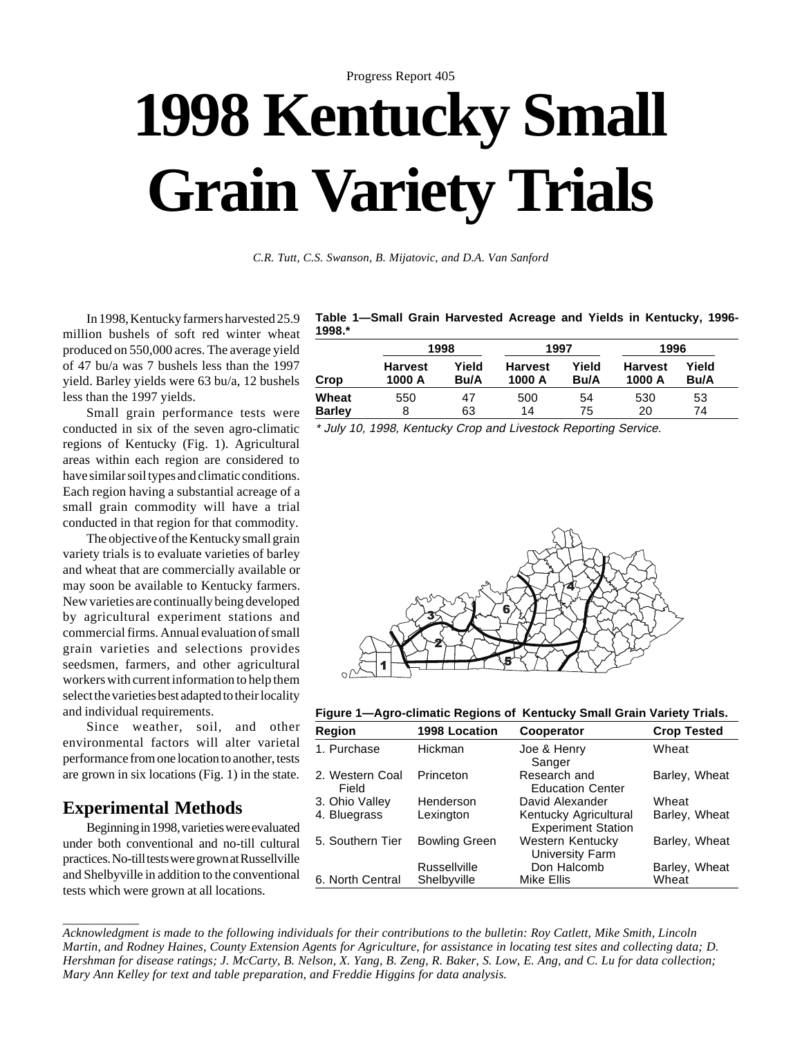Progress Report 405

# 1998 Kentucky Small Grain Variety Trials

*C.R. Tutt, C.S. Swanson, B. Mijatovic, and D.A. Van Sanford*

In 1998, Kentucky farmers harvested 25.9 million bushels of soft red winter wheat produced on 550,000 acres. The average yield of 47 bu/a was 7 bushels less than the 1997 yield. Barley yields were 63 bu/a, 12 bushels less than the 1997 yields.

Small grain performance tests were conducted in six of the seven agro-climatic regions of Kentucky (Fig. 1). Agricultural areas within each region are considered to have similar soil types and climatic conditions. Each region having a substantial acreage of a small grain commodity will have a trial conducted in that region for that commodity.

The objective of the Kentucky small grain variety trials is to evaluate varieties of barley and wheat that are commercially available or may soon be available to Kentucky farmers. New varieties are continually being developed by agricultural experiment stations and commercial firms. Annual evaluation of small grain varieties and selections provides seedsmen, farmers, and other agricultural workers with current information to help them select the varieties best adapted to their locality and individual requirements.

Since weather, soil, and other environmental factors will alter varietal performance from one location to another, tests are grown in six locations (Fig. 1) in the state.

## Experimental Methods

Beginning in 1998, varieties were evaluated under both conventional and no-till cultural practices. No-till tests were grown at Russellville and Shelbyville in addition to the conventional tests which were grown at all locations.

**Table 1—Small Grain Harvested Acreage and Yields in Kentucky, 1996-1998.***

| | 1998 | | 1997 | | 1996 | |
|---|---|---|---|---|---|---|
| Crop | Harvest 1000 A | Yield Bu/A | Harvest 1000 A | Yield Bu/A | Harvest 1000 A | Yield Bu/A |
| **Wheat** | 550 | 47 | 500 | 54 | 530 | 53 |
| **Barley** | 8 | 63 | 14 | 75 | 20 | 74 |

*\* July 10, 1998, Kentucky Crop and Livestock Reporting Service.*

**Figure 1—Agro-climatic Regions of Kentucky Small Grain Variety Trials.**

| Region | 1998 Location | Cooperator | Crop Tested |
|---|---|---|---|
| 1. Purchase | Hickman | Joe & Henry Sanger | Wheat |
| 2. Western Coal Field | Princeton | Research and Education Center | Barley, Wheat |
| 3. Ohio Valley | Henderson | David Alexander | Wheat |
| 4. Bluegrass | Lexington | Kentucky Agricultural Experiment Station | Barley, Wheat |
| 5. Southern Tier | Bowling Green | Western Kentucky University Farm | Barley, Wheat |
| | Russellville | Don Halcomb | Barley, Wheat |
| 6. North Central | Shelbyville | Mike Ellis | Wheat |

---

*Acknowledgment is made to the following individuals for their contributions to the bulletin: Roy Catlett, Mike Smith, Lincoln Martin, and Rodney Haines, County Extension Agents for Agriculture, for assistance in locating test sites and collecting data; D. Hershman for disease ratings; J. McCarty, B. Nelson, X. Yang, B. Zeng, R. Baker, S. Low, E. Ang, and C. Lu for data collection; Mary Ann Kelley for text and table preparation, and Freddie Higgins for data analysis.*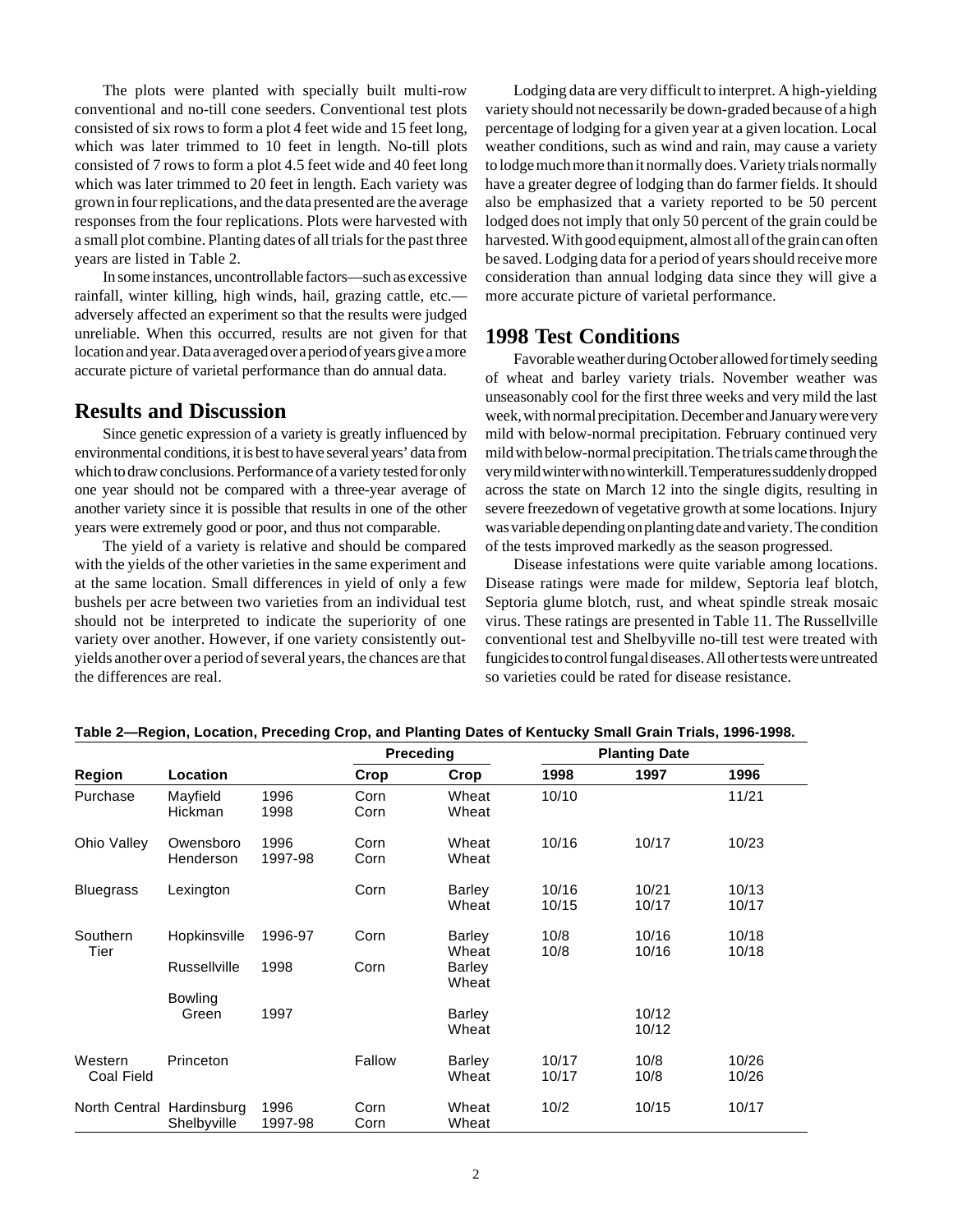The plots were planted with specially built multi-row conventional and no-till cone seeders. Conventional test plots consisted of six rows to form a plot 4 feet wide and 15 feet long, which was later trimmed to 10 feet in length. No-till plots consisted of 7 rows to form a plot 4.5 feet wide and 40 feet long which was later trimmed to 20 feet in length. Each variety was grown in four replications, and the data presented are the average responses from the four replications. Plots were harvested with a small plot combine. Planting dates of all trials for the past three years are listed in Table 2.

In some instances, uncontrollable factors—such as excessive rainfall, winter killing, high winds, hail, grazing cattle, etc.—adversely affected an experiment so that the results were judged unreliable. When this occurred, results are not given for that location and year. Data averaged over a period of years give a more accurate picture of varietal performance than do annual data.

## Results and Discussion

Since genetic expression of a variety is greatly influenced by environmental conditions, it is best to have several years' data from which to draw conclusions. Performance of a variety tested for only one year should not be compared with a three-year average of another variety since it is possible that results in one of the other years were extremely good or poor, and thus not comparable.

The yield of a variety is relative and should be compared with the yields of the other varieties in the same experiment and at the same location. Small differences in yield of only a few bushels per acre between two varieties from an individual test should not be interpreted to indicate the superiority of one variety over another. However, if one variety consistently out-yields another over a period of several years, the chances are that the differences are real.

Lodging data are very difficult to interpret. A high-yielding variety should not necessarily be down-graded because of a high percentage of lodging for a given year at a given location. Local weather conditions, such as wind and rain, may cause a variety to lodge much more than it normally does. Variety trials normally have a greater degree of lodging than do farmer fields. It should also be emphasized that a variety reported to be 50 percent lodged does not imply that only 50 percent of the grain could be harvested. With good equipment, almost all of the grain can often be saved. Lodging data for a period of years should receive more consideration than annual lodging data since they will give a more accurate picture of varietal performance.

## 1998 Test Conditions

Favorable weather during October allowed for timely seeding of wheat and barley variety trials. November weather was unseasonably cool for the first three weeks and very mild the last week, with normal precipitation. December and January were very mild with below-normal precipitation. February continued very mild with below-normal precipitation. The trials came through the very mild winter with no winterkill. Temperatures suddenly dropped across the state on March 12 into the single digits, resulting in severe freezedown of vegetative growth at some locations. Injury was variable depending on planting date and variety. The condition of the tests improved markedly as the season progressed.

Disease infestations were quite variable among locations. Disease ratings were made for mildew, Septoria leaf blotch, Septoria glume blotch, rust, and wheat spindle streak mosaic virus. These ratings are presented in Table 11. The Russellville conventional test and Shelbyville no-till test were treated with fungicides to control fungal diseases. All other tests were untreated so varieties could be rated for disease resistance.

**Table 2—Region, Location, Preceding Crop, and Planting Dates of Kentucky Small Grain Trials, 1996-1998.**

| Region | Location | | Preceding Crop | Crop | Planting Date 1998 | 1997 | 1996 |
|---|---|---|---|---|---|---|---|
| Purchase | Mayfield | 1996 | Corn | Wheat | 10/10 | | 11/21 |
| | Hickman | 1998 | Corn | Wheat | | | |
| Ohio Valley | Owensboro | 1996 | Corn | Wheat | 10/16 | 10/17 | 10/23 |
| | Henderson | 1997-98 | Corn | Wheat | | | |
| Bluegrass | Lexington | | Corn | Barley | 10/16 | 10/21 | 10/13 |
| | | | | Wheat | 10/15 | 10/17 | 10/17 |
| Southern Tier | Hopkinsville | 1996-97 | Corn | Barley | 10/8 | 10/16 | 10/18 |
| | | | | Wheat | 10/8 | 10/16 | 10/18 |
| | Russellville | 1998 | Corn | Barley | | | |
| | | | | Wheat | | | |
| | Bowling Green | 1997 | | Barley | | 10/12 | |
| | | | | Wheat | | 10/12 | |
| Western Coal Field | Princeton | | Fallow | Barley | 10/17 | 10/8 | 10/26 |
| | | | | Wheat | 10/17 | 10/8 | 10/26 |
| North Central | Hardinsburg | 1996 | Corn | Wheat | 10/2 | 10/15 | 10/17 |
| | Shelbyville | 1997-98 | Corn | Wheat | | | |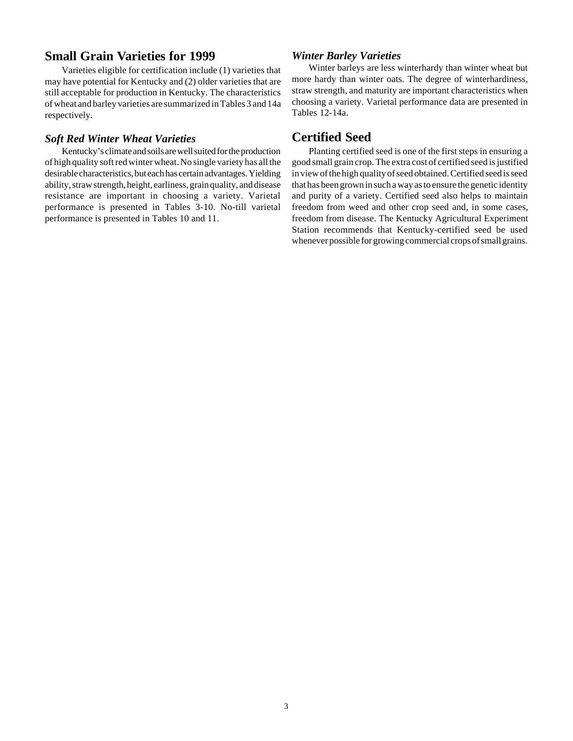## Small Grain Varieties for 1999

Varieties eligible for certification include (1) varieties that may have potential for Kentucky and (2) older varieties that are still acceptable for production in Kentucky. The characteristics of wheat and barley varieties are summarized in Tables 3 and 14a respectively.

### *Soft Red Winter Wheat Varieties*

Kentucky's climate and soils are well suited for the production of high quality soft red winter wheat. No single variety has all the desirable characteristics, but each has certain advantages. Yielding ability, straw strength, height, earliness, grain quality, and disease resistance are important in choosing a variety. Varietal performance is presented in Tables 3-10. No-till varietal performance is presented in Tables 10 and 11.

### *Winter Barley Varieties*

Winter barleys are less winterhardy than winter wheat but more hardy than winter oats. The degree of winterhardiness, straw strength, and maturity are important characteristics when choosing a variety. Varietal performance data are presented in Tables 12-14a.

## Certified Seed

Planting certified seed is one of the first steps in ensuring a good small grain crop. The extra cost of certified seed is justified in view of the high quality of seed obtained. Certified seed is seed that has been grown in such a way as to ensure the genetic identity and purity of a variety. Certified seed also helps to maintain freedom from weed and other crop seed and, in some cases, freedom from disease. The Kentucky Agricultural Experiment Station recommends that Kentucky-certified seed be used whenever possible for growing commercial crops of small grains.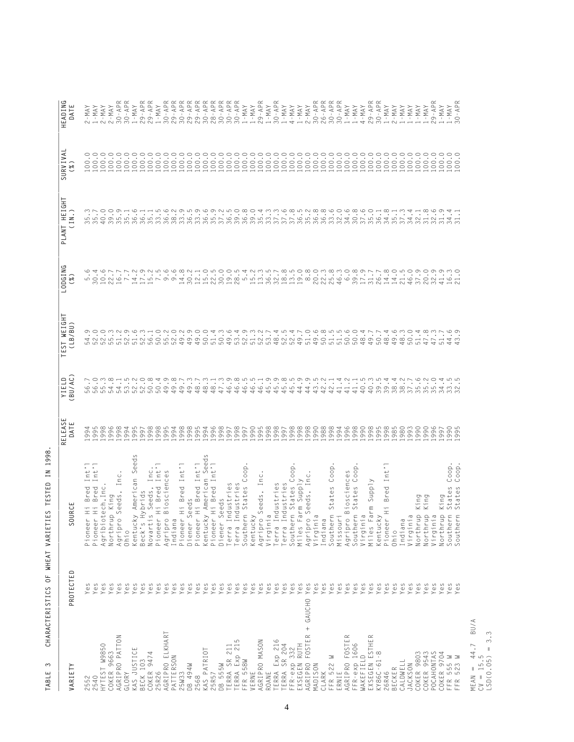TABLE 3   CHARACTERISTICS OF WHEAT VARIETIES TESTED IN 1998.

| VARIETY | PROTECTED | SOURCE | RELEASE DATE | YIELD (BU/AC) | TEST WEIGHT (LB/BU) | LODGING (%) | PLANT HEIGHT (IN.) | SURVIVAL (%) | HEADING DATE |
|---|---|---|---|---|---|---|---|---|---|
| 2552 | Yes | Pioneer Hi Bred Int'l | 1994 | 56.7 | 54.9 | 5.6 | 35.3 | 100.0 | 2-MAY |
| 2540 | Yes | Pioneer Hi Bred Int'l | 1995 | 56.0 | 52.0 | 30.4 | 35.7 | 100.0 | 1-MAY |
| HYTEST W9850 | Yes | Agribiotech,Inc. | 1998 | 55.3 | 52.0 | 10.6 | 40.0 | 100.0 | 2-MAY |
| COKER 9663 | Yes | Northrup King | 1996 | 54.8 | 55.3 | 22.7 | 39.0 | 100.0 | 2-MAY |
| AGRIPRO PATTON | Yes | Agripro Seeds, Inc. | 1998 | 54.1 | 51.2 | 16.7 | 35.9 | 100.0 | 30-APR |
| GLORY | Yes | Ohio | 1994 | 53.5 | 52.9 | 7.7 | 35.1 | 100.0 | 30-APR |
| KAS JUSTICE | Yes | Kentucky American Seeds | 1995 | 52.2 | 51.6 | 14.2 | 36.6 | 100.0 | 1-MAY |
| BECK 103 | Yes | Beck's Hybrids | 1997 | 52.0 | 52.3 | 17.9 | 36.1 | 100.0 | 29-APR |
| COKER 9474 | Yes | Novartis Seeds, Inc. | 1998 | 50.8 | 56.1 | 15.2 | 35.1 | 100.0 | 29-APR |
| 25R26 | Yes | Pioneer Hi Bred Int'l | 1998 | 50.4 | 50.0 | 7.5 | 33.5 | 100.0 | 1-MAY |
| AGRIPRO ELKHART | Yes | Agripro Biosciences | 1995 | 49.9 | 55.2 | 9.6 | 36.6 | 100.0 | 30-APR |
| PATTERSON | Yes | Indiana | 1994 | 49.8 | 52.0 | 9.6 | 38.2 | 100.0 | 29-APR |
| 25W33 | Yes | Pioneer Hi Bred Int'l | 1998 | 49.7 | 49.2 | 14.8 | 33.9 | 100.0 | 30-APR |
| DB 494W | Yes | Diener Seeds | 1998 | 49.3 | 49.9 | 30.2 | 36.5 | 100.0 | 29-APR |
| 2568 | Yes | Pioneer Hi Bred Int'l | 1995 | 48.7 | 49.0 | 12.1 | 33.9 | 100.0 | 29-APR |
| KAS PATRIOT | Yes | Kentucky American Seeds | 1994 | 48.3 | 50.0 | 15.0 | 36.6 | 100.0 | 30-APR |
| 25R57 | Yes | Pioneer Hi Bred Int'l | 1996 | 48.1 | 51.4 | 22.5 | 35.9 | 100.0 | 28-APR |
| DB 555W | Yes | Diener Seeds | 1998 | 47.3 | 50.3 | 30.0 | 37.2 | 100.0 | 30-APR |
| TERRA SR 211 | Yes | Terra Industries | 1997 | 46.9 | 49.6 | 19.0 | 36.5 | 100.0 | 30-APR |
| TERRA Exp 215 | Yes | Terra Industries | 1998 | 46.8 | 53.4 | 28.5 | 39.0 | 100.0 | 30-APR |
| FFR 558W | Yes | Southern States Coop. | 1997 | 46.5 | 52.9 | 5.4 | 36.8 | 100.0 | 1-MAY |
| VERNE | Yes | Kentucky | 1990 | 46.5 | 51.3 | 15.2 | 39.0 | 100.0 | 1-MAY |
| AGRIPRO MASON | Yes | Agripro Seeds, Inc. | 1995 | 46.1 | 52.2 | 13.3 | 35.4 | 100.0 | 29-APR |
| ROANE | Yes | Virginia | 1998 | 45.9 | 53.7 | 36.5 | 33.3 | 100.0 | 1-MAY |
| TERRA Exp 216 | Yes | Terra Industries | 1998 | 45.9 | 48.4 | 32.7 | 37.3 | 100.0 | 30-APR |
| TERRA SR 204 | Yes | Terra Industries | 1997 | 45.8 | 52.5 | 18.8 | 37.6 | 100.0 | 1-MAY |
| FFR-exp 332 | Yes | Southern States Coop. | 1998 | 45.5 | 52.4 | 13.5 | 37.8 | 100.0 | 4-MAY |
| EXSEGEN RUTH | Yes | Miles Farm Supply | 1998 | 44.9 | 49.7 | 19.0 | 36.5 | 100.0 | 1-MAY |
| AGRIPRO FOSTER + GAUCHO | Yes | Agripro Seeds, Inc. | 1998 | 44.9 | 51.0 | 8.8 | 35.2 | 100.0 | 2-MAY |
| MADISON | Yes | Virginia | 1990 | 43.5 | 49.6 | 20.0 | 36.8 | 100.0 | 30-APR |
| CLARK | Yes | Indiana | 1988 | 42.2 | 50.8 | 22.3 | 36.8 | 100.0 | 26-APR |
| FFR 522 W | Yes | Southern States Coop. | 1998 | 42.1 | 51.5 | 25.8 | 33.6 | 100.0 | 30-APR |
| ERNIE | Yes | Missouri | 1994 | 41.4 | 51.5 | 46.3 | 32.0 | 100.0 | 30-APR |
| AGRIPRO FOSTER | Yes | Agripro Biosciences | 1996 | 41.2 | 50.6 | 6.0 | 34.6 | 100.0 | 1-MAY |
| FFR-exp 1606 | Yes | Southern States Coop. | 1998 | 41.1 | 50.0 | 39.8 | 30.8 | 100.0 | 1-MAY |
| WAKEFIELD | Yes | Virginia | 1990 | 40.5 | 48.4 | 17.9 | 37.6 | 100.0 | 4-MAY |
| EXSEGEN ESTHER | Yes | Miles Farm Supply | 1998 | 40.3 | 49.7 | 31.7 | 35.0 | 100.0 | 29-APR |
| KY86C-61-8 | Yes | Kentucky | 1995 | 39.5 | 50.7 | 26.7 | 36.1 | 100.0 | 30-APR |
| 26R46 | Yes | Pioneer Hi Bred Int'l | 1998 | 39.4 | 48.4 | 14.8 | 34.8 | 100.0 | 1-MAY |
| BECKER | Yes | Ohio | 1985 | 38.4 | 49.6 | 14.0 | 35.1 | 100.0 | 2-MAY |
| CALDWELL | Yes | Indiana | 1980 | 38.2 | 48.3 | 21.5 | 37.3 | 100.0 | 1-MAY |
| JACKSON | Yes | Virginia | 1993 | 37.7 | 50.0 | 46.0 | 34.4 | 100.0 | 1-MAY |
| COKER 9803 | Yes | Northrup King | 1990 | 35.6 | 51.4 | 37.9 | 32.1 | 100.0 | 1-MAY |
| COKER 9543 | Yes | Northrup King | 1990 | 35.2 | 47.8 | 20.0 | 31.8 | 100.0 | 1-MAY |
| POCAHONTAS | Yes | Virginia | 1996 | 35.0 | 47.3 | 32.9 | 32.6 | 100.0 | 29-APR |
| COKER 9704 | Yes | Northrup King | 1997 | 34.4 | 51.7 | 41.9 | 31.9 | 100.0 | 1-MAY |
| FFR 555 W | Yes | Southern States Coop. | 1990 | 33.5 | 44.6 | 16.3 | 34.4 | 100.0 | 1-MAY |
| FFR 523 W | Yes | Southern States Coop. | 1995 | 32.5 | 43.9 | 21.0 | 31.1 | 100.0 | 30-APR |

MEAN = 44.7 BU/A
CV = 15.5
LSD(0.05) = 3.3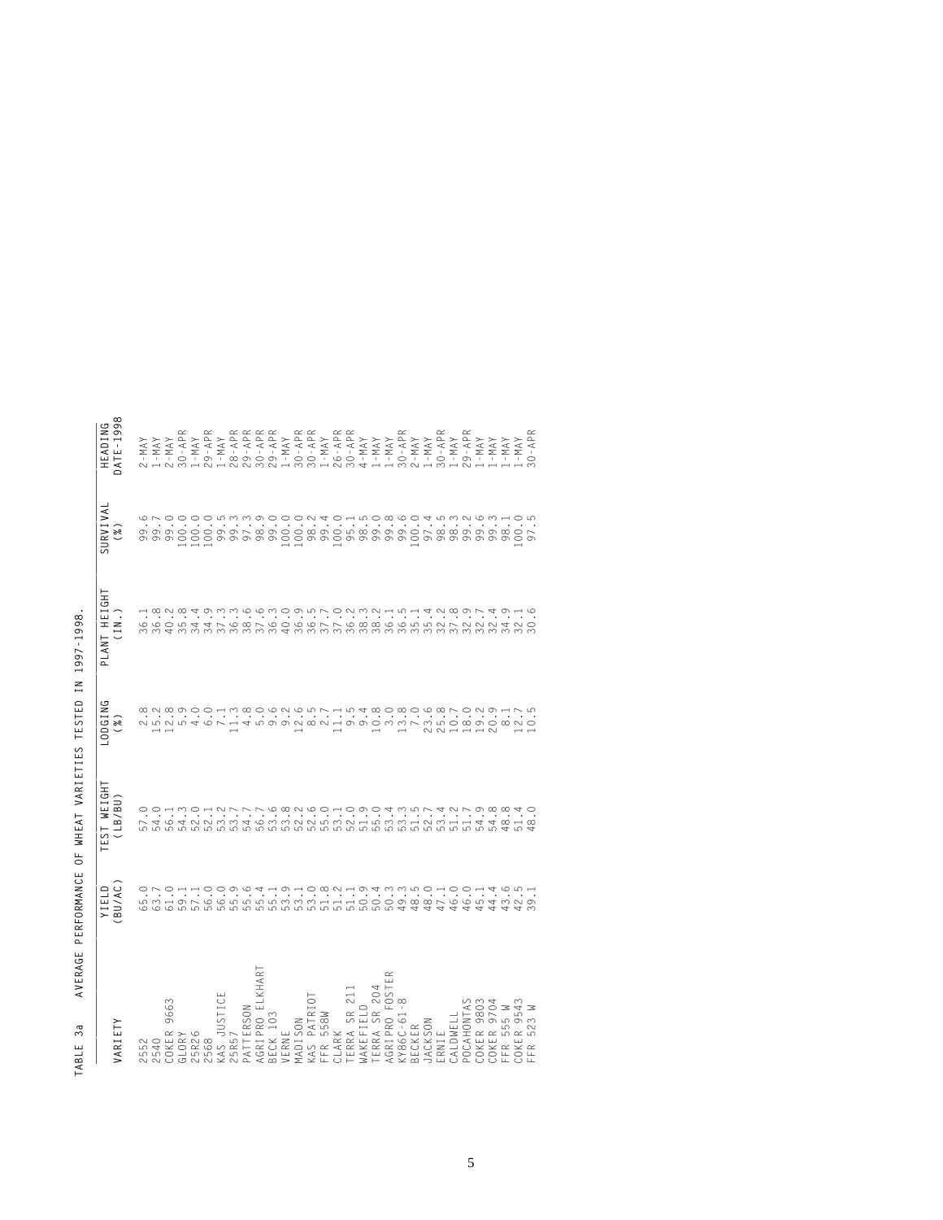TABLE 3a AVERAGE PERFORMANCE OF WHEAT VARIETIES TESTED IN 1997-1998.

| VARIETY | YIELD (BU/AC) | TEST WEIGHT (LB/BU) | LODGING (%) | PLANT HEIGHT (IN.) | SURVIVAL (%) | HEADING DATE-1998 |
|---|---|---|---|---|---|---|
| 2552 | 65.0 | 57.0 | 2.8 | 36.1 | 99.6 | 2-MAY |
| 2540 | 63.7 | 54.0 | 15.2 | 36.8 | 99.7 | 1-MAY |
| COKER 9663 | 61.0 | 56.1 | 12.8 | 40.2 | 99.0 | 2-MAY |
| GLORY | 59.1 | 54.3 | 5.9 | 35.8 | 100.0 | 30-APR |
| 25R26 | 57.1 | 52.0 | 4.0 | 34.4 | 100.0 | 1-MAY |
| 2568 | 56.0 | 52.1 | 6.0 | 34.9 | 100.0 | 29-APR |
| KAS JUSTICE | 56.0 | 53.2 | 7.1 | 37.3 | 99.5 | 1-MAY |
| 25R57 | 55.9 | 53.7 | 11.3 | 36.3 | 99.3 | 28-APR |
| PATTERSON | 55.6 | 54.7 | 4.8 | 38.6 | 97.3 | 29-APR |
| AGRIPRO ELKHART | 55.4 | 56.7 | 5.0 | 37.6 | 98.9 | 30-APR |
| BECK 103 | 55.1 | 53.6 | 9.6 | 36.3 | 99.0 | 29-APR |
| VERNE | 53.9 | 53.8 | 9.2 | 40.0 | 100.0 | 1-MAY |
| MADISON | 53.1 | 52.2 | 12.6 | 36.9 | 100.0 | 30-APR |
| KAS PATRIOT | 53.0 | 52.6 | 8.5 | 36.5 | 98.2 | 30-APR |
| FFR 558W | 51.8 | 55.0 | 2.7 | 37.7 | 99.4 | 1-MAY |
| CLARK | 51.2 | 53.1 | 11.1 | 37.0 | 100.0 | 26-APR |
| TERRA SR 211 | 51.1 | 52.0 | 9.5 | 36.2 | 95.1 | 30-APR |
| WAKEFIELD | 50.9 | 51.9 | 9.4 | 38.3 | 98.5 | 4-MAY |
| TERRA SR 204 | 50.4 | 55.0 | 10.8 | 38.2 | 99.0 | 1-MAY |
| AGRIPRO FOSTER | 50.3 | 53.4 | 3.0 | 36.1 | 99.8 | 1-MAY |
| KY86C-61-8 | 49.3 | 53.3 | 13.8 | 36.5 | 99.6 | 30-APR |
| BECKER | 48.5 | 51.5 | 7.0 | 35.1 | 100.0 | 2-MAY |
| JACKSON | 48.0 | 52.7 | 23.6 | 35.4 | 97.4 | 1-MAY |
| ERNIE | 47.1 | 53.4 | 25.8 | 32.2 | 98.5 | 30-APR |
| CALDWELL | 46.0 | 51.2 | 10.7 | 37.8 | 98.3 | 1-MAY |
| POCAHONTAS | 46.0 | 51.7 | 18.0 | 32.9 | 99.2 | 29-APR |
| COKER 9803 | 45.1 | 54.9 | 19.2 | 32.7 | 99.6 | 1-MAY |
| COKER 9704 | 44.4 | 54.8 | 20.9 | 32.4 | 99.3 | 1-MAY |
| FFR 555 W | 43.6 | 48.8 | 8.1 | 34.9 | 98.1 | 1-MAY |
| COKER 9543 | 42.5 | 51.4 | 12.7 | 32.1 | 100.0 | 1-MAY |
| FFR 523 W | 39.1 | 48.0 | 10.5 | 30.6 | 97.5 | 30-APR |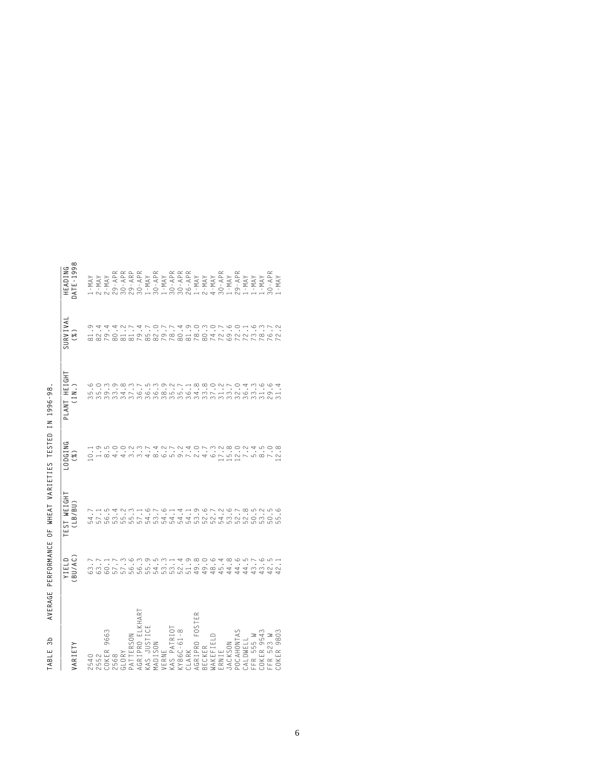TABLE 3b AVERAGE PERFORMANCE OF WHEAT VARIETIES TESTED IN 1996-98.

| VARIETY | YIELD (BU/AC) | TEST WEIGHT (LB/BU) | LODGING (%) | PLANT HEIGHT (IN.) | SURVIVAL (%) | HEADING DATE-1998 |
|---|---|---|---|---|---|---|
| 2540 | 63.7 | 54.7 | 10.1 | 35.6 | 81.9 | 1-MAY |
| 2552 | 63.7 | 57.1 | 1.9 | 35.0 | 82.4 | 2-MAY |
| COKER 9663 | 60.1 | 56.5 | 8.5 | 39.3 | 79.4 | 2-MAY |
| 2568 | 57.7 | 53.4 | 4.0 | 33.9 | 80.4 | 29-APR |
| GLORY | 57.3 | 55.2 | 4.0 | 34.8 | 81.2 | 30-APR |
| PATTERSON | 56.6 | 55.3 | 3.2 | 37.3 | 81.7 | 29-ARP |
| AGRIPRO ELKHART | 56.3 | 57.1 | 3.3 | 36.7 | 79.4 | 30-APR |
| KAS JUSTICE | 55.9 | 54.6 | 4.7 | 36.5 | 85.7 | 1-MAY |
| MADISON | 54.5 | 53.7 | 8.4 | 36.3 | 82.0 | 30-APR |
| VERNE | 53.3 | 54.6 | 6.2 | 38.9 | 79.7 | 1-MAY |
| KAS PATRIOT | 53.1 | 54.1 | 5.7 | 35.2 | 78.7 | 30-APR |
| KY86C-61-8 | 52.4 | 54.4 | 9.2 | 35.7 | 80.4 | 30-APR |
| CLARK | 51.9 | 54.1 | 7.4 | 36.1 | 81.9 | 26-APR |
| AGRIPRO FOSTER | 49.8 | 53.9 | 2.0 | 34.8 | 78.0 | 1-MAY |
| BECKER | 49.0 | 52.6 | 4.7 | 33.8 | 80.3 | 2-MAY |
| WAKEFIELD | 48.6 | 52.7 | 6.3 | 37.0 | 74.0 | 4-MAY |
| ERNIE | 45.4 | 54.2 | 17.2 | 31.2 | 72.7 | 30-APR |
| JACKSON | 44.8 | 53.6 | 15.8 | 33.7 | 69.6 | 1-MAY |
| POCAHONTAS | 44.6 | 52.7 | 12.0 | 32.0 | 72.0 | 29-APR |
| CALDWELL | 44.5 | 52.8 | 7.2 | 36.4 | 72.1 | 1-MAY |
| FFR 555 W | 43.7 | 50.5 | 5.4 | 33.3 | 73.6 | 1-MAY |
| COKER 9543 | 43.6 | 53.2 | 8.5 | 31.6 | 78.3 | 1-MAY |
| FFR 523 W | 42.5 | 50.5 | 7.0 | 29.6 | 76.7 | 30-APR |
| COKER 9803 | 42.1 | 55.6 | 12.8 | 31.4 | 72.2 | 1-MAY |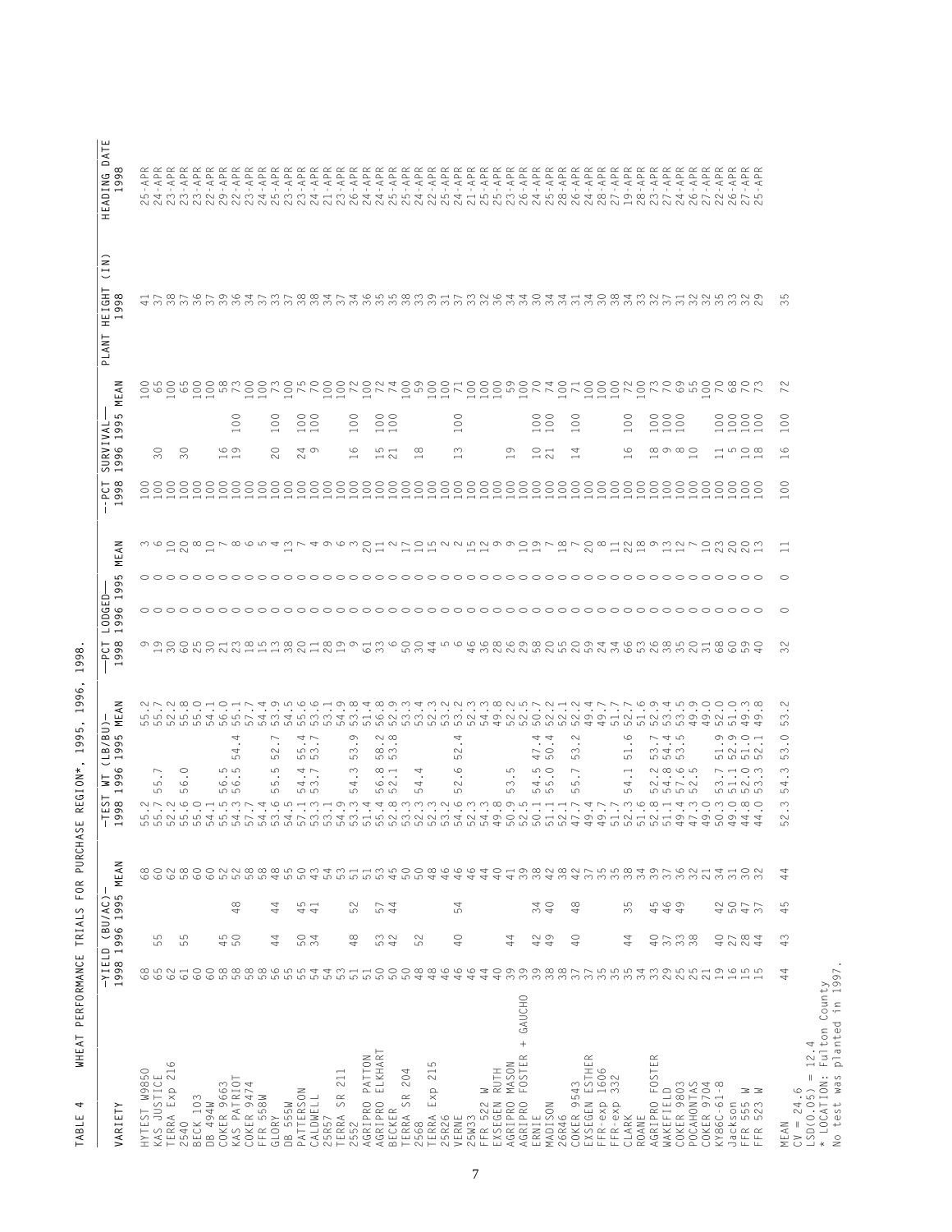TABLE 4 WHEAT PERFORMANCE TRIALS FOR PURCHASE REGION*, 1995, 1996, 1998.

| VARIETY | YIELD (BU/AC) 1998 | 1996 | 1995 | MEAN | TEST WT (LB/BU) 1998 | 1996 | 1995 | MEAN | PCT LODGED 1998 | 1996 | 1995 | MEAN | PCT SURVIVAL 1998 | 1996 | 1995 | MEAN | PLANT HEIGHT (IN) 1998 | HEADING DATE 1998 |
|---|---|---|---|---|---|---|---|---|---|---|---|---|---|---|---|---|---|---|
| HYTEST W9850 | 68 | | | 68 | 55.2 | | | 55.2 | 9 | 0 | 0 | 3 | 100 | | | 100 | 41 | 25-APR |
| KAS JUSTICE | 65 | 55 | | 65 | 55.7 | 55.7 | | 55.7 | 19 | 0 | 0 | 6 | 100 | 30 | | 65 | 37 | 24-APR |
| TERRA Exp 216 | 62 | | | 62 | 52.2 | | | 52.2 | 30 | 0 | 0 | 10 | 100 | | | 100 | 38 | 23-APR |
| 2540 | 61 | 55 | | 58 | 55.6 | 56.0 | | 55.8 | 60 | 0 | 0 | 20 | 100 | 30 | | 65 | 37 | 23-APR |
| BECK 103 | 60 | | | 60 | 55.0 | | | 55.0 | 25 | 0 | 0 | 8 | 100 | | | 100 | 36 | 23-APR |
| DB 494W | 60 | | | 60 | 54.1 | | | 54.1 | 30 | 0 | 0 | 10 | 100 | | | 100 | 37 | 22-APR |
| COKER 9663 | 58 | 45 | | 52 | 55.5 | 56.5 | | 56.0 | 21 | 0 | 0 | 7 | 100 | 16 | | 58 | 39 | 29-APR |
| KAS PATRIOT | 58 | 50 | 48 | 52 | 54.3 | 56.5 | 54.4 | 55.1 | 23 | 0 | 0 | 8 | 100 | 19 | 100 | 73 | 36 | 22-APR |
| COKER 9474 | 58 | | | 58 | 57.7 | | | 57.7 | 18 | 0 | 0 | 6 | 100 | | | 100 | 34 | 23-APR |
| FFR 558W | 58 | | | 58 | 54.4 | | | 54.4 | 15 | 0 | 0 | 5 | 100 | | | 100 | 37 | 24-APR |
| GLORY | 56 | 44 | 44 | 48 | 53.6 | 55.5 | 52.7 | 53.9 | 13 | 0 | 0 | 4 | 100 | 20 | 100 | 73 | 33 | 25-APR |
| DB 555W | 55 | | | 55 | 54.5 | | | 54.5 | 38 | 0 | 0 | 13 | 100 | | | 100 | 37 | 23-APR |
| PATTERSON | 55 | 50 | 45 | 50 | 57.1 | 54.4 | 55.4 | 55.6 | 20 | 0 | 0 | 7 | 100 | 24 | 100 | 75 | 38 | 23-APR |
| CALDWELL | 54 | 34 | 41 | 43 | 53.3 | 53.7 | 53.7 | 53.6 | 11 | 0 | 0 | 4 | 100 | 9 | 100 | 70 | 38 | 24-APR |
| 25R57 | 54 | | | 54 | 53.1 | | | 53.1 | 28 | 0 | 0 | 9 | 100 | | | 100 | 34 | 21-APR |
| TERRA SR 211 | 53 | | | 53 | 54.9 | | | 54.9 | 19 | 0 | 0 | 6 | 100 | | | 100 | 37 | 23-APR |
| 2552 | 51 | 48 | 52 | 51 | 53.3 | 54.3 | 53.9 | 53.8 | 9 | 0 | 0 | 3 | 100 | 16 | 100 | 72 | 34 | 26-APR |
| AGRIPRO PATTON | 50 | | | 51 | 51.4 | | | 51.4 | 61 | 0 | 0 | 20 | 100 | | | 100 | 36 | 24-APR |
| AGRIPRO ELKHART | 50 | 53 | 57 | 53 | 55.4 | 56.8 | 58.2 | 56.8 | 33 | 0 | 0 | 11 | 100 | 15 | 100 | 72 | 35 | 24-APR |
| BECKER | 50 | 42 | 44 | 45 | 52.8 | 52.1 | 53.8 | 52.9 | 6 | 0 | 0 | 2 | 100 | 21 | 100 | 74 | 35 | 25-APR |
| TERRA SR 204 | 50 | | | 50 | 53.3 | | | 53.3 | 50 | 0 | 0 | 17 | 100 | | | 100 | 38 | 25-APR |
| 2568 | 48 | 52 | | 50 | 52.3 | 54.4 | | 53.4 | 30 | 0 | 0 | 10 | 100 | 18 | | 59 | 33 | 24-APR |
| TERRA Exp 215 | 48 | | | 48 | 52.3 | | | 52.3 | 44 | 0 | 0 | 15 | 100 | | | 100 | 39 | 22-APR |
| 25R26 | 46 | | | 46 | 53.2 | | | 53.2 | 5 | 0 | 0 | 2 | 100 | | | 100 | 31 | 25-APR |
| VERNE | 46 | 40 | 54 | 46 | 54.6 | 52.6 | 52.4 | 53.2 | 6 | 0 | 0 | 2 | 100 | 13 | 100 | 71 | 37 | 24-APR |
| 25W33 | 46 | | | 46 | 52.3 | | | 52.3 | 46 | 0 | 0 | 15 | 100 | | | 100 | 33 | 21-APR |
| FFR 522 W | 44 | | | 44 | 54.3 | | | 54.3 | 36 | 0 | 0 | 12 | 100 | | | 100 | 32 | 25-APR |
| EXSEGEN RUTH | 40 | | | 40 | 49.8 | | | 49.8 | 28 | 0 | 0 | 9 | 100 | | | 100 | 36 | 25-APR |
| AGRIPRO MASON | 39 | 44 | | 41 | 50.9 | 53.5 | | 52.2 | 26 | 0 | 0 | 9 | 100 | 19 | | 59 | 34 | 23-APR |
| AGRIPRO FOSTER + GAUCHO | 39 | | | 39 | 52.5 | | | 52.5 | 29 | 0 | 0 | 10 | 100 | | | 100 | 34 | 26-APR |
| ERNIE | 39 | 42 | 34 | 38 | 50.1 | 54.5 | 47.4 | 50.7 | 58 | 0 | 0 | 19 | 100 | 10 | 100 | 70 | 30 | 24-APR |
| MADISON | 38 | 49 | 40 | 42 | 51.1 | 55.0 | 50.4 | 52.2 | 20 | 0 | 0 | 7 | 100 | 21 | 100 | 74 | 34 | 25-APR |
| 26R46 | 38 | | | 38 | 52.1 | | | 52.1 | 55 | 0 | 0 | 18 | 100 | | | 100 | 34 | 28-APR |
| COKER 9543 | 37 | 40 | 48 | 42 | 47.7 | 55.7 | 53.2 | 52.2 | 20 | 0 | 0 | 7 | 100 | 14 | 100 | 71 | 31 | 26-APR |
| EXSEGEN ESTHER | 37 | | | 37 | 49.4 | | | 49.4 | 59 | 0 | 0 | 20 | 100 | | | 100 | 34 | 24-APR |
| FFR-exp 1606 | 35 | | | 35 | 49.7 | | | 49.7 | 24 | 0 | 0 | 8 | 100 | | | 100 | 30 | 28-APR |
| FFR-exp 332 | 35 | | | 35 | 51.7 | | | 51.7 | 34 | 0 | 0 | 11 | 100 | | | 100 | 38 | 27-APR |
| CLARK | 35 | 44 | 35 | 38 | 52.3 | 54.1 | 51.6 | 52.7 | 66 | 0 | 0 | 22 | 100 | 16 | 100 | 72 | 34 | 19-APR |
| ROANE | 34 | | | 34 | 51.6 | | | 51.6 | 53 | 0 | 0 | 18 | 100 | | | 100 | 33 | 28-APR |
| AGRIPRO FOSTER | 33 | 40 | 45 | 39 | 52.8 | 52.2 | 53.7 | 52.9 | 26 | 0 | 0 | 9 | 100 | 18 | 100 | 73 | 32 | 23-APR |
| WAKEFIELD | 29 | 37 | 46 | 37 | 51.1 | 54.8 | 54.4 | 53.4 | 38 | 0 | 0 | 13 | 100 | 9 | 100 | 70 | 37 | 27-APR |
| COKER 9803 | 25 | 33 | 49 | 36 | 49.4 | 57.6 | 53.5 | 53.5 | 35 | 0 | 0 | 12 | 100 | 8 | 100 | 69 | 31 | 24-APR |
| POCAHONTAS | 25 | 38 | | 32 | 47.3 | 52.5 | | 49.9 | 20 | 0 | 0 | 7 | 100 | 10 | | 55 | 32 | 26-APR |
| COKER 9704 | 21 | | | 21 | 49.0 | | | 49.0 | 31 | 0 | 0 | 10 | 100 | | | 100 | 32 | 27-APR |
| KY86C-61-8 | 19 | 40 | 42 | 34 | 50.3 | 53.7 | 51.9 | 52.0 | 68 | 0 | 0 | 23 | 100 | 11 | 100 | 70 | 35 | 22-APR |
| Jackson | 16 | 27 | 50 | 31 | 49.0 | 51.1 | 52.9 | 51.0 | 60 | 0 | 0 | 20 | 100 | 5 | 100 | 68 | 33 | 26-APR |
| FFR 555 W | 15 | 28 | 47 | 30 | 44.8 | 52.0 | 51.0 | 49.3 | 59 | 0 | 0 | 20 | 100 | 10 | 100 | 70 | 32 | 27-APR |
| FFR 523 W | 15 | 44 | 37 | 32 | 44.0 | 53.3 | 52.1 | 49.8 | 40 | 0 | 0 | 13 | 100 | 18 | 100 | 73 | 29 | 25-APR |
| MEAN | 44 | 43 | 45 | 44 | 52.3 | 54.3 | 53.0 | 53.2 | 32 | 0 | 0 | 11 | 100 | 16 | 100 | 72 | 35 | |

CV = 24.6
LSD(0.05) = 12.4
* LOCATION: Fulton County
No test was planted in 1997.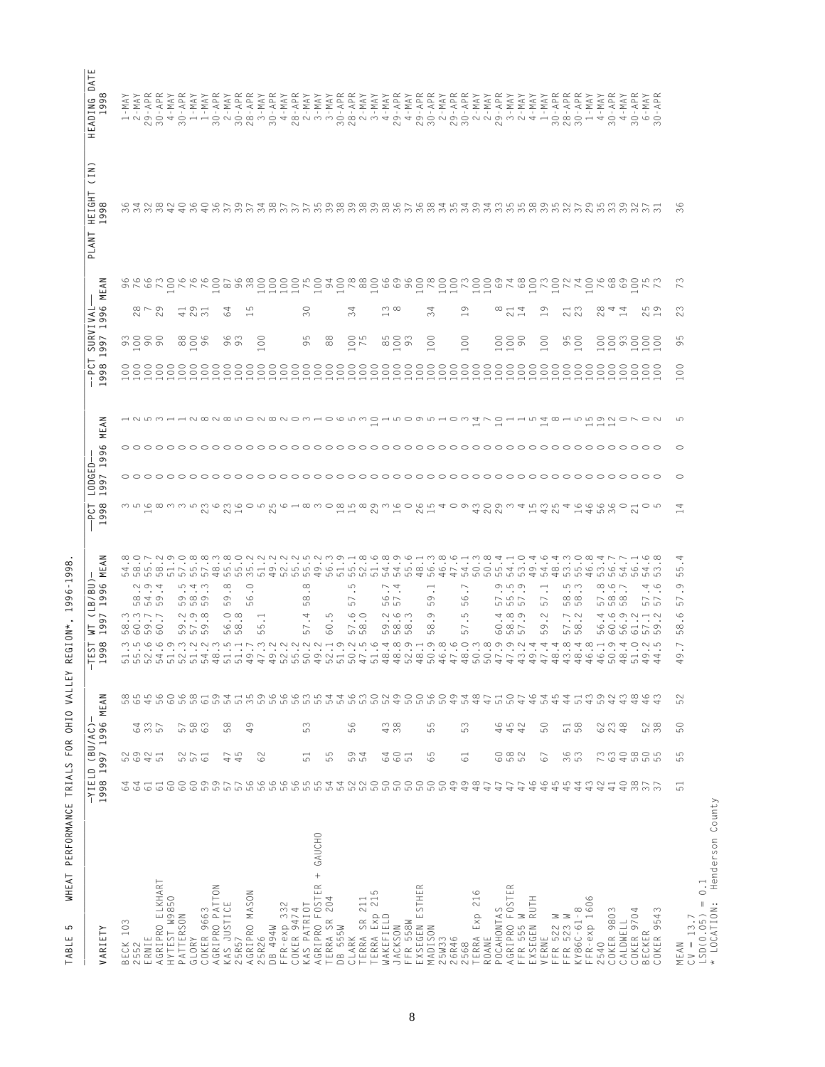TABLE 5 WHEAT PERFORMANCE TRIALS FOR OHIO VALLEY REGION*, 1996-1998.

| VARIETY | YIELD (BU/AC) 1998 | 1997 | 1996 | MEAN | TEST WT (LB/BU) 1998 | 1997 | 1996 | MEAN | PCT LODGED 1998 | 1997 | 1996 | MEAN | PCT SURVIVAL 1998 | 1997 | 1996 | MEAN | PLANT HEIGHT (IN) 1998 | HEADING DATE 1998 |
|---|---|---|---|---|---|---|---|---|---|---|---|---|---|---|---|---|---|---|
| BECK 103 | 64 | 52 | | 58 | 51.3 | 58.3 | | 54.8 | 3 | 0 | | 1 | 100 | 93 | | 96 | 36 | 1-MAY |
| 2552 | 64 | 69 | 64 | 65 | 55.5 | 60.3 | 58.2 | 58.0 | 5 | 0 | 0 | 2 | 100 | 100 | 28 | 76 | 34 | 2-MAY |
| ERNIE | 61 | 42 | 33 | 45 | 52.6 | 59.7 | 54.9 | 55.7 | 16 | 0 | 0 | 5 | 100 | 90 | 7 | 66 | 32 | 29-APR |
| AGRIPRO ELKHART | 61 | 51 | 57 | 56 | 54.6 | 60.7 | 59.4 | 58.2 | 8 | 0 | 0 | 3 | 100 | 90 | 29 | 73 | 38 | 30-APR |
| HYTEST W9850 | 60 | | | 60 | 51.9 | | | 51.9 | 3 | 0 | 0 | 1 | 100 | | | 100 | 42 | 4-MAY |
| PATTERSON | 60 | 52 | 57 | 56 | 52.3 | 59.2 | 59.5 | 57.0 | 3 | 0 | 0 | 1 | 100 | 88 | 41 | 76 | 40 | 30-APR |
| GLORY | 60 | 57 | 58 | 58 | 51.2 | 57.9 | 58.4 | 55.8 | 5 | 0 | 0 | 2 | 100 | 100 | 29 | 76 | 36 | 1-MAY |
| COKER 9663 | 59 | 61 | 63 | 61 | 54.2 | 59.8 | 59.3 | 57.8 | 23 | 0 | 0 | 8 | 100 | 96 | 31 | 76 | 40 | 1-MAY |
| AGRIPRO PATTON | 59 | | | 59 | 48.3 | | | 48.3 | 6 | 0 | 0 | 2 | 100 | | | 100 | 36 | 30-APR |
| KAS JUSTICE | 57 | 47 | 58 | 54 | 51.5 | 56.0 | 59.8 | 55.8 | 23 | 0 | 0 | 8 | 100 | 96 | 64 | 87 | 37 | 2-MAY |
| 25R57 | 57 | 45 | | 51 | 51.1 | 58.8 | | 55.0 | 16 | 0 | 0 | 5 | 100 | 93 | | 96 | 39 | 30-APR |
| AGRIPRO MASON | 56 | | 49 | 35 | 49.7 | | 56.0 | 35.2 | 0 | 0 | 0 | 0 | 100 | | 15 | 38 | 37 | 28-APR |
| 25R26 | 56 | 62 | | 59 | 47.3 | 55.1 | | 51.2 | 5 | 0 | 0 | 2 | 100 | 100 | | 100 | 34 | 3-MAY |
| DB 494W | 56 | | | 56 | 49.2 | | | 49.2 | 25 | 0 | 0 | 8 | 100 | | | 100 | 38 | 30-APR |
| FFR-exp 332 | 56 | | | 56 | 52.2 | | | 52.2 | 6 | 0 | 0 | 2 | 100 | | | 100 | 37 | 4-MAY |
| COKER 9474 | 56 | | | 56 | 55.2 | | | 55.2 | 1 | 0 | 0 | 0 | 100 | | | 100 | 37 | 28-APR |
| KAS PATRIOT | 55 | 51 | 53 | 53 | 50.2 | 57.4 | 58.8 | 55.5 | 8 | 0 | 0 | 3 | 100 | 95 | 30 | 75 | 37 | 2-MAY |
| AGRIPRO FOSTER + GAUCHO | 55 | | | 55 | 49.2 | | | 49.2 | 3 | 0 | 0 | 1 | 100 | | | 100 | 35 | 3-MAY |
| TERRA SR 204 | 54 | 55 | | 54 | 52.1 | 60.5 | | 56.3 | 0 | 0 | 0 | 0 | 100 | 88 | | 94 | 39 | 3-MAY |
| DB 555W | 54 | | | 54 | 51.9 | | | 51.9 | 18 | 0 | 0 | 6 | 100 | | | 100 | 38 | 30-APR |
| CLARK | 52 | 59 | 56 | 56 | 50.2 | 57.6 | 57.5 | 55.1 | 15 | 0 | 0 | 5 | 100 | 100 | 34 | 78 | 39 | 28-APR |
| TERRA SR 211 | 52 | 54 | | 53 | 47.5 | 58.0 | | 52.8 | 8 | 0 | 0 | 3 | 100 | 75 | | 88 | 38 | 2-MAY |
| TERRA Exp 215 | 50 | | | 50 | 51.6 | | | 51.6 | 29 | 0 | 0 | 10 | 100 | | | 100 | 39 | 3-MAY |
| WAKEFIELD | 50 | 64 | 43 | 52 | 48.4 | 59.2 | 56.7 | 54.8 | 3 | 0 | 0 | 1 | 100 | 85 | 13 | 66 | 38 | 4-MAY |
| JACKSON | 50 | 60 | 38 | 49 | 48.8 | 58.6 | 57.4 | 54.9 | 16 | 0 | 0 | 5 | 100 | 100 | 8 | 69 | 36 | 29-APR |
| FFR 558W | 50 | 51 | | 50 | 52.9 | 58.3 | | 55.6 | 0 | 0 | 0 | 0 | 100 | 93 | | 96 | 37 | 4-MAY |
| EXSEGEN ESTHER | 50 | | | 50 | 48.1 | | | 48.1 | 26 | 0 | 0 | 9 | 100 | | | 100 | 36 | 29-APR |
| MADISON | 50 | 65 | 55 | 56 | 50.9 | 58.9 | 59.1 | 56.3 | 15 | 0 | 0 | 5 | 100 | 100 | 34 | 78 | 38 | 30-APR |
| 25W33 | 50 | | | 50 | 46.8 | | | 46.8 | 4 | 0 | 0 | 1 | 100 | | | 100 | 34 | 2-MAY |
| 26R46 | 49 | | | 49 | 47.6 | | | 47.6 | 0 | 0 | 0 | 0 | 100 | | | 100 | 35 | 29-APR |
| 2568 | 49 | 61 | 53 | 54 | 48.0 | 57.5 | 56.7 | 54.1 | 9 | 0 | 0 | 3 | 100 | 100 | 19 | 73 | 34 | 30-APR |
| TERRA Exp 216 | 48 | | | 48 | 50.3 | | | 50.3 | 43 | 0 | 0 | 14 | 100 | | | 100 | 39 | 2-MAY |
| ROANE | 47 | | | 47 | 50.8 | | | 50.8 | 20 | 0 | 0 | 7 | 100 | | | 100 | 34 | 2-MAY |
| POCAHONTAS | 47 | 60 | 46 | 51 | 47.9 | 60.4 | 57.9 | 55.4 | 29 | 0 | 0 | 10 | 100 | 100 | 8 | 69 | 33 | 29-APR |
| AGRIPRO FOSTER | 47 | 58 | 45 | 50 | 47.9 | 58.8 | 55.5 | 54.1 | 3 | 0 | 0 | 1 | 100 | 100 | 21 | 74 | 35 | 3-MAY |
| FFR 555 W | 47 | 52 | 42 | 47 | 43.2 | 57.9 | 57.9 | 53.0 | 4 | 0 | 0 | 1 | 100 | 90 | 14 | 68 | 35 | 2-MAY |
| EXSEGEN RUTH | 46 | | | 46 | 49.4 | | | 49.4 | 15 | 0 | 0 | 5 | 100 | | | 100 | 38 | 4-MAY |
| VERNE | 46 | 67 | 50 | 54 | 47.4 | 59.2 | 57.1 | 54.6 | 43 | 0 | 0 | 14 | 100 | 100 | 19 | 73 | 39 | 1-MAY |
| FFR 522 W | 45 | | | 45 | 48.4 | | | 48.4 | 25 | 0 | 0 | 8 | 100 | | | 100 | 35 | 30-APR |
| FFR 523 W | 45 | 36 | 51 | 44 | 43.8 | 57.7 | 58.5 | 53.3 | 4 | 0 | 0 | 1 | 100 | 95 | 21 | 72 | 32 | 28-APR |
| KY86C-61-8 | 44 | 53 | 58 | 51 | 48.4 | 58.2 | 58.3 | 55.0 | 16 | 0 | 0 | 5 | 100 | 100 | 23 | 74 | 37 | 30-APR |
| FFR-exp 1606 | 43 | | | 43 | 46.8 | | | 46.8 | 46 | 0 | 0 | 15 | 100 | | | 100 | 29 | 1-MAY |
| 2540 | 42 | 73 | 62 | 59 | 46.1 | 56.4 | 57.8 | 53.4 | 56 | 0 | 0 | 19 | 100 | 100 | 28 | 76 | 35 | 4-MAY |
| COKER 9803 | 41 | 63 | 23 | 42 | 50.9 | 60.6 | 58.6 | 56.7 | 36 | 0 | 0 | 12 | 100 | 100 | 4 | 68 | 33 | 30-APR |
| CALDWELL | 40 | 40 | 48 | 43 | 48.4 | 56.9 | 58.7 | 54.7 | 0 | 0 | 0 | 0 | 100 | 93 | 14 | 69 | 39 | 4-MAY |
| COKER 9704 | 38 | 58 | | 48 | 51.0 | 61.2 | | 56.1 | 21 | 0 | | 7 | 100 | 100 | | 100 | 32 | 30-APR |
| BECKER | 37 | 50 | 52 | 46 | 49.2 | 57.1 | 57.4 | 54.6 | 0 | 0 | 0 | 0 | 100 | 100 | 25 | 75 | 37 | 6-MAY |
| COKER 9543 | 37 | 55 | 38 | 43 | 44.5 | 59.2 | 57.6 | 53.8 | 5 | 0 | 0 | 2 | 100 | 100 | 19 | 73 | 31 | 30-APR |
| MEAN | 51 | 55 | 50 | 52 | 49.7 | 58.6 | 57.9 | 55.4 | 14 | 0 | 0 | 5 | 100 | 95 | 23 | 73 | 36 | |

CV = 13.7
LSD(0.05) = 0.1
\* LOCATION: Henderson County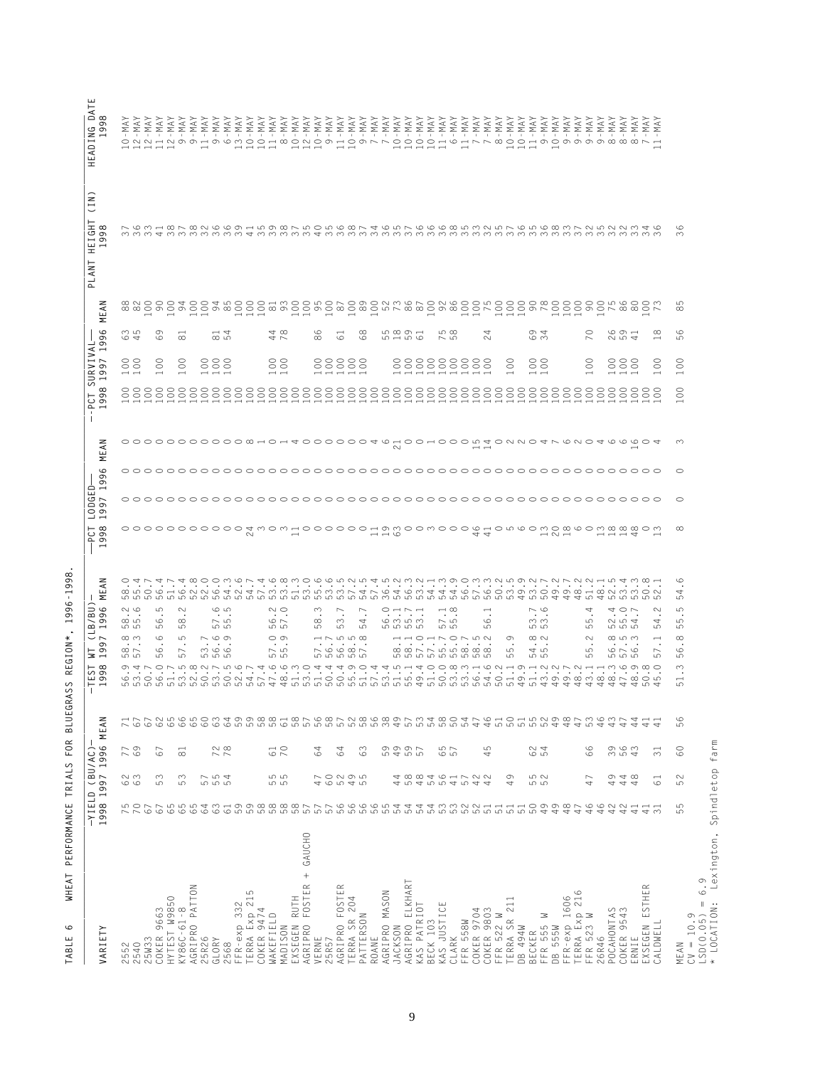TABLE 6   WHEAT PERFORMANCE TRIALS FOR BLUEGRASS REGION*, 1996-1998.

| VARIETY | -YIELD (BU/AC)- | | | | -TEST WT (LB/BU)- | | | | —PCT LODGED— | | | | --PCT SURVIVAL— | | | | PLANT HEIGHT (IN) | HEADING DATE |
|---|---|---|---|---|---|---|---|---|---|---|---|---|---|---|---|---|---|---|
| | 1998 | 1997 | 1996 | MEAN | 1998 | 1997 | 1996 | MEAN | 1998 | 1997 | 1996 | MEAN | 1998 | 1997 | 1996 | MEAN | 1998 | 1998 |
| 2552 | 75 | 62 | 77 | 71 | 56.9 | 58.8 | 58.2 | 58.0 | 0 | 0 | 0 | 0 | 100 | 100 | 63 | 88 | 37 | 10-MAY |
| 2540 | 70 | 63 | 69 | 67 | 53.4 | 57.3 | 55.6 | 55.4 | 0 | 0 | 0 | 0 | 100 | 100 | 45 | 82 | 36 | 12-MAY |
| 25W33 | 67 | | | 67 | 50.7 | | | 50.7 | 0 | 0 | 0 | 0 | 100 | | | 100 | 33 | 12-MAY |
| COKER 9663 | 67 | 53 | 67 | 62 | 56.0 | 56.6 | 56.5 | 56.4 | 0 | 0 | 0 | 0 | 100 | 100 | 69 | 90 | 41 | 11-MAY |
| HYTEST W9850 | 65 | | | 65 | 51.7 | | | 51.7 | 0 | 0 | 0 | 0 | 100 | | | 100 | 38 | 12-MAY |
| KY86C-61-8 | 65 | 53 | 81 | 66 | 53.5 | 57.5 | 58.2 | 56.4 | 0 | 0 | 0 | 0 | 100 | 100 | 81 | 94 | 37 | 9-MAY |
| AGRIPRO PATTON | 65 | | | 65 | 52.8 | | | 52.8 | 0 | 0 | 0 | 0 | 100 | | | 100 | 38 | 9-MAY |
| 25R26 | 64 | 57 | | 60 | 50.2 | 53.7 | | 52.0 | 0 | 0 | 0 | 0 | 100 | 100 | | 100 | 32 | 11-MAY |
| GLORY | 63 | 55 | 72 | 63 | 53.7 | 56.6 | 57.6 | 56.0 | 0 | 0 | 0 | 0 | 100 | 100 | 81 | 94 | 36 | 9-MAY |
| 2568 | 61 | 54 | 78 | 64 | 50.5 | 56.9 | 55.5 | 54.3 | 0 | 0 | 0 | 0 | 100 | 100 | 54 | 85 | 36 | 6-MAY |
| FFR-exp 332 | 59 | | | 59 | 52.6 | | | 52.6 | 0 | 0 | 0 | 0 | 100 | | | 100 | 39 | 13-MAY |
| TERRA Exp 215 | 59 | | | 59 | 54.7 | | | 54.7 | 24 | 0 | 0 | 8 | 100 | | | 100 | 41 | 10-MAY |
| COKER 9474 | 58 | | | 58 | 57.4 | | | 57.4 | 3 | 0 | 0 | 1 | 100 | | | 100 | 35 | 10-MAY |
| WAKEFIELD | 58 | 55 | 61 | 58 | 47.6 | 57.0 | 56.2 | 53.6 | 0 | 0 | 0 | 0 | 100 | 100 | 44 | 81 | 39 | 11-MAY |
| MADISON | 58 | 55 | 70 | 61 | 48.6 | 55.9 | 57.0 | 53.8 | 3 | 0 | 0 | 1 | 100 | 100 | 78 | 93 | 38 | 8-MAY |
| EXSEGEN RUTH | 58 | | | 58 | 51.3 | | | 51.3 | 11 | 0 | 0 | 4 | 100 | | | 100 | 37 | 10-MAY |
| AGRIPRO FOSTER + GAUCHO | 57 | | | 57 | 53.0 | | | 53.0 | 0 | 0 | 0 | 0 | 100 | | | 100 | 35 | 12-MAY |
| VERNE | 57 | 47 | 64 | 56 | 51.4 | 57.1 | 58.3 | 55.6 | 0 | 0 | 0 | 0 | 100 | 100 | 86 | 95 | 40 | 10-MAY |
| 25R57 | 57 | 60 | | 58 | 50.4 | 56.7 | | 53.6 | 0 | 0 | 0 | 0 | 100 | 100 | | 100 | 35 | 9-MAY |
| AGRIPRO FOSTER | 56 | 52 | 64 | 57 | 50.4 | 56.5 | 53.7 | 53.5 | 0 | 0 | 0 | 0 | 100 | 100 | 61 | 87 | 36 | 11-MAY |
| TERRA SR 204 | 56 | 49 | | 52 | 55.9 | 58.5 | | 57.2 | 0 | 0 | 0 | 0 | 100 | 100 | | 100 | 38 | 10-MAY |
| PATTERSON | 56 | 55 | 63 | 58 | 51.0 | 57.8 | 54.7 | 54.5 | 0 | 0 | 0 | 0 | 100 | 100 | 68 | 89 | 37 | 9-MAY |
| ROANE | 56 | | | 56 | 57.4 | | | 57.4 | 11 | 0 | 0 | 4 | 100 | | | 100 | 34 | 7-MAY |
| AGRIPRO MASON | 55 | | 59 | 38 | 53.4 | | 56.0 | 36.5 | 19 | 0 | 0 | 6 | 100 | | 55 | 52 | 36 | 7-MAY |
| JACKSON | 54 | 44 | 49 | 49 | 51.5 | 58.1 | 53.1 | 54.2 | 63 | 0 | 0 | 21 | 100 | 100 | 18 | 73 | 35 | 10-MAY |
| AGRIPRO ELKHART | 54 | 58 | 59 | 57 | 55.1 | 58.1 | 55.7 | 56.3 | 0 | 0 | 0 | 0 | 100 | 100 | 59 | 86 | 37 | 10-MAY |
| KAS PATRIOT | 54 | 48 | 57 | 53 | 49.4 | 57.0 | 53.1 | 53.2 | 0 | 0 | 0 | 0 | 100 | 100 | 61 | 87 | 36 | 10-MAY |
| BECK 103 | 54 | 54 | | 54 | 51.0 | 57.1 | | 54.1 | 3 | 0 | 0 | 1 | 100 | 100 | | 100 | 36 | 10-MAY |
| KAS JUSTICE | 53 | 56 | 65 | 58 | 50.0 | 55.7 | 57.1 | 54.3 | 0 | 0 | 0 | 0 | 100 | 100 | 75 | 92 | 36 | 11-MAY |
| CLARK | 53 | 41 | 57 | 50 | 53.8 | 55.0 | 55.8 | 54.9 | 0 | 0 | 0 | 0 | 100 | 100 | 58 | 86 | 38 | 6-MAY |
| FFR 558W | 52 | 57 | | 54 | 53.3 | 58.7 | | 56.0 | 0 | 0 | 0 | 0 | 100 | 100 | | 100 | 35 | 11-MAY |
| COKER 9704 | 52 | 42 | | 47 | 56.1 | 58.5 | | 57.3 | 46 | 0 | 0 | 15 | 100 | 100 | | 100 | 33 | 7-MAY |
| COKER 9803 | 51 | 42 | 45 | 46 | 54.6 | 58.2 | 56.1 | 56.3 | 41 | 0 | 0 | 14 | 100 | 100 | 24 | 75 | 32 | 7-MAY |
| FFR 522 W | 51 | | | 51 | 50.2 | | | 50.2 | 0 | 0 | 0 | 0 | 100 | | | 100 | 35 | 8-MAY |
| TERRA SR 211 | 51 | 49 | | 50 | 51.1 | 55.9 | | 53.5 | 5 | 0 | 0 | 2 | 100 | 100 | | 100 | 37 | 10-MAY |
| DB 494W | 51 | | | 51 | 49.9 | | | 49.9 | 6 | 0 | 0 | 2 | 100 | | | 100 | 36 | 10-MAY |
| BECKER | 50 | 55 | 62 | 55 | 51.1 | 54.8 | 53.7 | 53.2 | 0 | 0 | 0 | 0 | 100 | 100 | 69 | 90 | 35 | 11-MAY |
| FFR 555 W | 49 | 52 | 54 | 52 | 43.2 | 55.2 | 53.6 | 50.7 | 13 | 0 | 0 | 4 | 100 | 100 | 34 | 78 | 36 | 9-MAY |
| DB 555W | 49 | | | 49 | 49.2 | | | 49.2 | 20 | 0 | 0 | 7 | 100 | | | 100 | 38 | 10-MAY |
| FFR-exp 1606 | 48 | | | 48 | 49.7 | | | 49.7 | 18 | 0 | 0 | 6 | 100 | | | 100 | 33 | 9-MAY |
| TERRA Exp 216 | 47 | | | 47 | 48.2 | | | 48.2 | 6 | 0 | 0 | 2 | 100 | | | 100 | 37 | 9-MAY |
| FFR 523 W | 46 | 47 | 66 | 53 | 43.1 | 55.2 | 55.4 | 51.2 | 0 | 0 | 0 | 0 | 100 | 100 | 70 | 90 | 32 | 9-MAY |
| 26R46 | 46 | | | 46 | 48.1 | | | 48.1 | 13 | 0 | 0 | 4 | 100 | | | 100 | 35 | 9-MAY |
| POCAHONTAS | 42 | 49 | 39 | 43 | 48.3 | 56.8 | 52.4 | 52.5 | 18 | 0 | 0 | 6 | 100 | 100 | 26 | 75 | 32 | 8-MAY |
| COKER 9543 | 42 | 44 | 56 | 47 | 47.6 | 57.5 | 55.0 | 53.4 | 18 | 0 | 0 | 6 | 100 | 100 | 59 | 86 | 32 | 8-MAY |
| ERNIE | 41 | 48 | 43 | 44 | 48.9 | 56.3 | 54.7 | 53.3 | 48 | 0 | 0 | 16 | 100 | 100 | 41 | 80 | 33 | 8-MAY |
| EXSEGEN ESTHER | 41 | | | 41 | 50.8 | | | 50.8 | 0 | 0 | 0 | 0 | 100 | | | 100 | 34 | 7-MAY |
| CALDWELL | 31 | 61 | 31 | 41 | 45.0 | 57.1 | 54.2 | 52.1 | 13 | 0 | 0 | 4 | 100 | 100 | 18 | 73 | 36 | 11-MAY |
| MEAN | 55 | 52 | 60 | 56 | 51.3 | 56.8 | 55.5 | 54.6 | 8 | 0 | 0 | 3 | 100 | 100 | 56 | 85 | 36 | |

CV = 10.9
LSD(0.05) = 6.9
* LOCATION: Lexington, Spindletop farm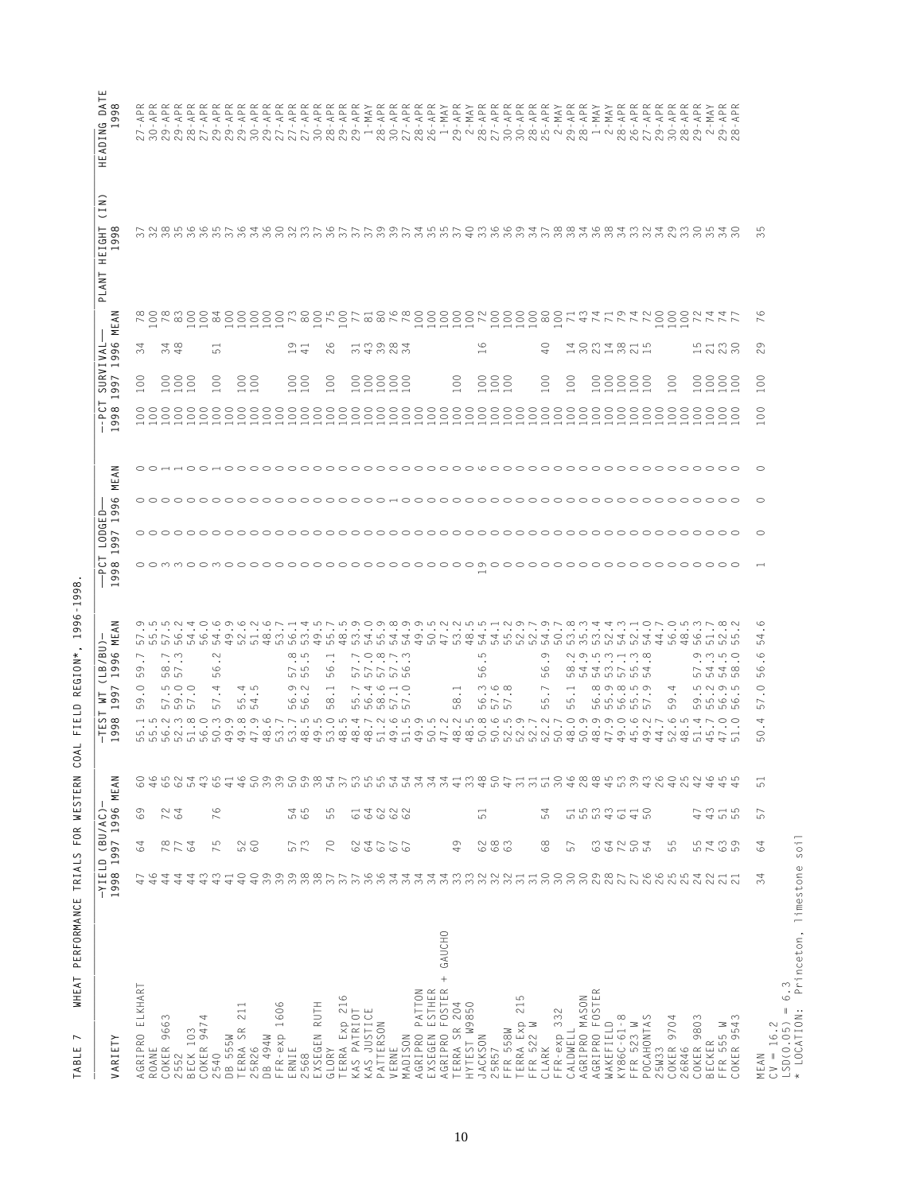TABLE 7  WHEAT PERFORMANCE TRIALS FOR WESTERN COAL FIELD REGION*, 1996-1998.

| VARIETY | YIELD (BU/AC) | | | | TEST WT (LB/BU) | | | | PCT LODGED | | | | PCT SURVIVAL | | | | PLANT HEIGHT (IN) | HEADING DATE |
|---|---|---|---|---|---|---|---|---|---|---|---|---|---|---|---|---|---|---|
| | 1998 | 1997 | 1996 | MEAN | 1998 | 1997 | 1996 | MEAN | 1998 | 1997 | 1996 | MEAN | 1998 | 1997 | 1996 | MEAN | 1998 | 1998 |
| AGRIPRO ELKHART | 47 | 64 | 69 | 60 | 55.1 | 59.0 | 59.7 | 57.9 | 0 | 0 | 0 | 0 | 100 | 100 | 34 | 78 | 37 | 27-APR |
| ROANE | 46 | | | 46 | 55.5 | | | 55.5 | 0 | | | 0 | 100 | | | 100 | 33 | 30-APR |
| COKER 9663 | 44 | 78 | 72 | 65 | 56.2 | 57.5 | 58.7 | 57.5 | 3 | 0 | 0 | 1 | 100 | 100 | 34 | 78 | 38 | 29-APR |
| 2552 | 44 | 77 | 64 | 62 | 52.3 | 59.0 | 57.3 | 56.2 | 3 | 0 | 0 | 1 | 100 | 100 | 48 | 83 | 35 | 29-APR |
| BECK 103 | 44 | 64 | | 54 | 51.8 | 57.0 | | 54.4 | 0 | 0 | | 0 | 100 | 100 | | 100 | 36 | 28-APR |
| COKER 9474 | 43 | | | 43 | 56.0 | | | 56.0 | 0 | | | 0 | 100 | | | 100 | 36 | 27-APR |
| 2540 | 43 | 75 | 76 | 65 | 50.3 | 57.4 | 56.2 | 54.6 | 3 | 0 | 0 | 1 | 100 | 100 | 51 | 84 | 35 | 29-APR |
| DB 555W | 41 | | | 41 | 49.9 | | | 49.9 | 0 | | | 0 | 100 | | | 100 | 37 | 29-APR |
| TERRA SR 211 | 40 | 52 | | 46 | 49.8 | 55.4 | | 52.6 | 0 | 0 | | 0 | 100 | 100 | | 100 | 36 | 29-APR |
| 25R26 | 40 | 60 | | 50 | 47.9 | 54.5 | | 51.2 | 0 | 0 | | 0 | 100 | 100 | | 100 | 34 | 30-APR |
| DB 494W | 39 | | | 39 | 48.6 | | | 48.6 | 0 | | | 0 | 100 | | | 100 | 36 | 29-APR |
| FFR-exp 1606 | 39 | | | 39 | 53.7 | | | 53.7 | 0 | | | 0 | 100 | | | 100 | 30 | 27-APR |
| ERNIE | 39 | 57 | 54 | 50 | 53.7 | 56.9 | 57.8 | 56.1 | 0 | 0 | 0 | 0 | 100 | 100 | 19 | 73 | 32 | 27-APR |
| 2568 | 38 | 73 | 65 | 59 | 48.5 | 56.2 | 55.5 | 53.4 | 0 | 0 | 0 | 0 | 100 | 100 | 41 | 80 | 33 | 27-APR |
| EXSEGEN RUTH | 38 | | | 38 | 49.5 | | | 49.5 | 0 | | | 0 | 100 | | | 100 | 37 | 30-APR |
| GLORY | 37 | 70 | 55 | 54 | 53.0 | 58.1 | 56.1 | 55.7 | 0 | 0 | 0 | 0 | 100 | 100 | 26 | 75 | 36 | 28-APR |
| TERRA Exp 216 | 37 | | | 37 | 48.5 | | | 48.5 | 0 | | | 0 | 100 | | | 100 | 37 | 29-APR |
| KAS PATRIOT | 37 | 62 | 61 | 53 | 48.4 | 55.7 | 57.7 | 53.9 | 0 | 0 | 0 | 0 | 100 | 100 | 31 | 77 | 37 | 29-APR |
| KAS JUSTICE | 36 | 64 | 64 | 55 | 48.7 | 56.4 | 57.0 | 54.0 | 0 | 0 | 0 | 0 | 100 | 100 | 43 | 81 | 37 | 1-MAY |
| PATTERSON | 36 | 67 | 62 | 55 | 51.2 | 58.6 | 57.8 | 55.9 | 0 | 0 | 0 | 0 | 100 | 100 | 39 | 80 | 39 | 28-APR |
| VERNE | 34 | 67 | 62 | 54 | 49.6 | 57.1 | 57.7 | 54.8 | 0 | 0 | 1 | 0 | 100 | 100 | 28 | 76 | 39 | 30-APR |
| MADISON | 34 | 67 | 62 | 54 | 51.5 | 57.0 | 56.3 | 54.9 | 0 | 0 | 0 | 0 | 100 | 100 | 34 | 78 | 37 | 27-APR |
| AGRIPRO PATTON | 34 | | | 34 | 49.9 | | | 49.9 | 0 | | | 0 | 100 | | | 100 | 34 | 28-APR |
| EXSEGEN ESTHER | 34 | | | 34 | 50.5 | | | 50.5 | 0 | | | 0 | 100 | | | 100 | 35 | 26-APR |
| AGRIPRO FOSTER + GAUCHO | 34 | | | 34 | 47.2 | | | 47.2 | 0 | | | 0 | 100 | | | 100 | 35 | 1-MAY |
| TERRA SR 204 | 33 | 49 | | 41 | 48.2 | 58.1 | | 53.2 | 0 | 0 | | 0 | 100 | 100 | | 100 | 37 | 29-APR |
| HYTEST W9850 | 33 | | | 33 | 48.5 | | | 48.5 | 0 | | | 0 | 100 | | | 100 | 40 | 2-MAY |
| JACKSON | 32 | 62 | 51 | 48 | 50.8 | 56.3 | 56.5 | 54.5 | 19 | 0 | 0 | 6 | 100 | 100 | 16 | 72 | 33 | 28-APR |
| 25R57 | 32 | 68 | | 50 | 50.6 | 57.6 | | 54.1 | 0 | 0 | | 0 | 100 | 100 | | 100 | 36 | 27-APR |
| FFR 558W | 32 | 63 | | 47 | 52.5 | 57.8 | | 55.2 | 0 | 0 | | 0 | 100 | 100 | | 100 | 36 | 30-APR |
| TERRA Exp 215 | 31 | | | 31 | 52.9 | | | 52.9 | 0 | | | 0 | 100 | | | 100 | 39 | 30-APR |
| FFR 522 W | 31 | | | 31 | 52.7 | | | 52.7 | 0 | | | 0 | 100 | | | 100 | 34 | 28-APR |
| CLARK | 30 | 68 | 54 | 51 | 52.2 | 55.7 | 56.9 | 54.9 | 0 | 0 | 0 | 0 | 100 | 100 | 40 | 80 | 37 | 25-APR |
| FFR-exp 332 | 30 | | | 30 | 50.7 | | | 50.7 | 0 | | | 0 | 100 | | | 100 | 38 | 2-MAY |
| CALDWELL | 30 | 57 | 51 | 46 | 48.0 | 55.1 | 58.2 | 53.8 | 0 | 0 | 0 | 0 | 100 | 100 | 14 | 71 | 38 | 29-APR |
| AGRIPRO MASON | 30 | | 55 | 28 | 50.9 | | 54.9 | 35.3 | 0 | | 0 | 0 | 100 | | 30 | 43 | 34 | 28-APR |
| AGRIPRO FOSTER | 29 | 63 | 53 | 48 | 48.9 | 56.8 | 54.5 | 53.4 | 0 | 0 | 0 | 0 | 100 | 100 | 23 | 74 | 36 | 1-MAY |
| WAKEFIELD | 28 | 64 | 43 | 45 | 47.9 | 55.9 | 53.3 | 52.4 | 0 | 0 | 0 | 0 | 100 | 100 | 14 | 71 | 38 | 2-MAY |
| KY86C-61-8 | 27 | 72 | 61 | 53 | 49.0 | 56.8 | 57.1 | 54.3 | 0 | 0 | 0 | 0 | 100 | 100 | 38 | 79 | 34 | 28-APR |
| FFR 523 W | 27 | 50 | 41 | 39 | 45.6 | 55.5 | 55.3 | 52.1 | 0 | 0 | 0 | 0 | 100 | 100 | 21 | 74 | 33 | 26-APR |
| POCAHONTAS | 26 | 54 | 50 | 43 | 49.2 | 57.9 | 54.8 | 54.0 | 0 | 0 | 0 | 0 | 100 | 100 | 15 | 72 | 32 | 27-APR |
| 25W33 | 26 | | | 26 | 44.7 | | | 44.7 | 0 | | | 0 | 100 | | | 100 | 34 | 29-APR |
| COKER 9704 | 25 | 55 | | 40 | 52.6 | 59.4 | | 56.0 | 0 | 0 | | 0 | 100 | 100 | | 100 | 29 | 30-APR |
| 26R46 | 25 | | | 25 | 48.5 | | | 48.5 | 0 | | | 0 | 100 | | | 100 | 33 | 28-APR |
| COKER 9803 | 24 | 55 | 47 | 42 | 51.4 | 59.5 | 57.9 | 56.3 | 0 | 0 | 0 | 0 | 100 | 100 | 15 | 72 | 30 | 29-APR |
| BECKER | 22 | 74 | 43 | 46 | 45.7 | 55.2 | 54.3 | 51.7 | 0 | 0 | 0 | 0 | 100 | 100 | 21 | 74 | 35 | 2-MAY |
| FFR 555 W | 21 | 63 | 51 | 45 | 47.0 | 56.9 | 54.5 | 52.8 | 0 | 0 | 0 | 0 | 100 | 100 | 23 | 74 | 34 | 29-APR |
| COKER 9543 | 21 | 59 | 55 | 45 | 51.0 | 56.5 | 58.0 | 55.2 | 0 | 0 | 0 | 0 | 100 | 100 | 30 | 77 | 30 | 28-APR |
| MEAN | 34 | 64 | 57 | 51 | 50.4 | 57.0 | 56.6 | 54.6 | 1 | 0 | 0 | 0 | 100 | 100 | 29 | 76 | 35 | |

CV = 16.2
LSD(0.05) = 6.3
* LOCATION: Princeton, limestone soil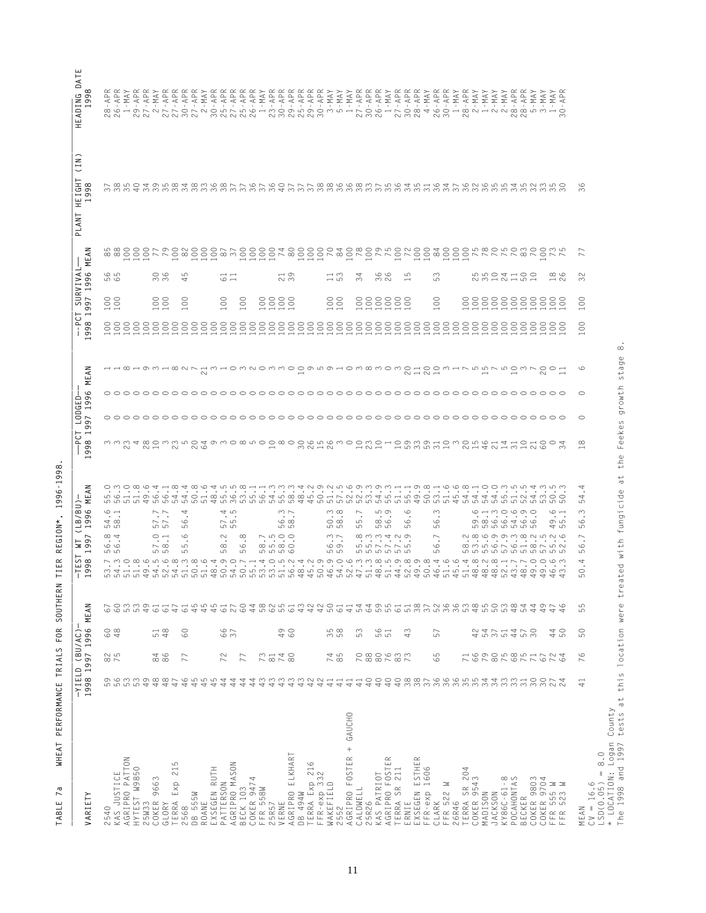TABLE 7a WHEAT PERFORMANCE TRIALS FOR SOUTHERN TIER REGION*, 1996-1998.

| VARIETY | YIELD (BU/AC) 1998 | 1997 | 1996 | MEAN | TEST WT (LB/BU) 1998 | 1997 | 1996 | MEAN | PCT LODGED 1998 | 1997 | 1996 | MEAN | PCT SURVIVAL 1998 | 1997 | 1996 | MEAN | PLANT HEIGHT (IN) 1998 | HEADING DATE 1998 |
|---|---|---|---|---|---|---|---|---|---|---|---|---|---|---|---|---|---|---|
| 2540 | 59 | 82 | 60 | 67 | 53.7 | 56.8 | 54.6 | 55.0 | 3 | 0 | 0 | 1 | 100 | 100 | 56 | 85 | 37 | 28-APR |
| KAS JUSTICE | 56 | 75 | 48 | 60 | 54.3 | 56.4 | 58.1 | 56.3 | 3 | 0 | 0 | 1 | 100 | 100 | 65 | 88 | 38 | 26-APR |
| AGRIPRO PATTON | 53 | | | 53 | 51.0 | | | 51.0 | 23 | 0 | 0 | 8 | 100 | | | 100 | 35 | 1-MAY |
| HYTEST W9850 | 53 | | | 53 | 51.8 | | | 51.8 | 4 | 0 | 0 | 1 | 100 | | | 100 | 40 | 29-APR |
| 25W33 | 49 | | | 49 | 49.6 | | | 49.6 | 28 | 0 | 0 | 9 | 100 | | | 100 | 34 | 27-APR |
| COKER 9663 | 48 | 84 | 51 | 61 | 54.5 | 57.0 | 57.7 | 56.4 | 10 | 0 | 0 | 3 | 100 | 100 | 30 | 77 | 39 | 2-MAY |
| GLORY | 48 | 86 | 48 | 61 | 52.6 | 58.1 | 57.7 | 56.1 | 3 | 0 | 0 | 1 | 100 | 100 | 36 | 79 | 35 | 27-APR |
| TERRA Exp 215 | 47 | | | 47 | 54.8 | | | 54.8 | 23 | 0 | 0 | 8 | 100 | | | 100 | 38 | 27-APR |
| 2568 | 46 | 77 | 60 | 61 | 51.3 | 55.6 | 56.4 | 54.4 | 5 | 0 | 0 | 2 | 100 | 100 | 45 | 82 | 34 | 30-APR |
| DB 555W | 45 | | | 45 | 50.8 | | | 50.8 | 20 | 0 | 0 | 7 | 100 | | | 100 | 38 | 27-APR |
| ROANE | 45 | | | 45 | 51.6 | | | 51.6 | 64 | 0 | 0 | 21 | 100 | | | 100 | 33 | 2-MAY |
| EXSEGEN RUTH | 45 | | | 45 | 48.4 | | | 48.4 | 9 | 0 | 0 | 3 | 100 | | | 100 | 36 | 30-APR |
| PATTERSON | 44 | 72 | 66 | 61 | 50.9 | 58.2 | 57.4 | 55.5 | 3 | 0 | 0 | 1 | 100 | 100 | 61 | 87 | 38 | 25-APR |
| AGRIPRO MASON | 44 | | 37 | 27 | 54.0 | | 55.5 | 36.5 | 0 | 0 | 0 | 0 | 100 | | 11 | 37 | 37 | 27-APR |
| BECK 103 | 44 | 77 | | 60 | 50.7 | 56.8 | | 53.8 | 8 | 0 | 0 | 3 | 100 | 100 | | 100 | 37 | 25-APR |
| COKER 9474 | 44 | | | 44 | 55.1 | | | 55.1 | 5 | 0 | 0 | 2 | 100 | | | 100 | 36 | 26-APR |
| FFR 558W | 43 | 73 | | 58 | 53.4 | 58.7 | | 56.1 | 0 | 0 | 0 | 0 | 100 | 100 | | 100 | 37 | 1-MAY |
| 25R57 | 43 | 81 | | 62 | 53.0 | 55.5 | | 54.3 | 10 | 0 | 0 | 3 | 100 | 100 | | 100 | 36 | 23-APR |
| VERNE | 43 | 74 | 49 | 55 | 51.5 | 58.0 | 56.3 | 55.3 | 8 | 0 | 0 | 3 | 100 | 100 | 21 | 74 | 40 | 30-APR |
| AGRIPRO ELKHART | 43 | 80 | 60 | 61 | 56.2 | 60.0 | 58.7 | 58.3 | 0 | 0 | 0 | 0 | 100 | 100 | 39 | 80 | 37 | 29-APR |
| DB 494W | 43 | | | 43 | 48.4 | | | 48.4 | 30 | 0 | 0 | 10 | 100 | | | 100 | 37 | 25-APR |
| TERRA Exp 216 | 42 | | | 42 | 45.2 | | | 45.2 | 26 | 0 | 0 | 9 | 100 | | | 100 | 37 | 29-APR |
| FFR-exp 332 | 42 | | | 42 | 50.9 | | | 50.9 | 15 | 0 | 0 | 5 | 100 | | | 100 | 38 | 30-APR |
| WAKEFIELD | 41 | 74 | 35 | 50 | 46.9 | 56.3 | 50.3 | 51.2 | 26 | 0 | 0 | 9 | 100 | 100 | 11 | 70 | 38 | 3-MAY |
| 2552 | 41 | 85 | 58 | 61 | 54.0 | 59.7 | 58.8 | 57.5 | 3 | 0 | 0 | 1 | 100 | 100 | 53 | 84 | 36 | 5-MAY |
| AGRIPRO FOSTER + GAUCHO | 41 | | | 41 | 52.6 | | | 52.6 | 0 | 0 | 0 | 0 | 100 | | | 100 | 36 | 1-MAY |
| CALDWELL | 41 | 70 | 53 | 54 | 47.3 | 55.8 | 55.7 | 52.9 | 10 | 0 | 0 | 3 | 100 | 100 | 34 | 78 | 38 | 27-APR |
| 25R26 | 40 | 88 | | 64 | 51.3 | 55.3 | | 53.3 | 23 | 0 | 0 | 8 | 100 | 100 | | 100 | 33 | 30-APR |
| KAS PATRIOT | 40 | 80 | 56 | 59 | 48.8 | 57.3 | 58.5 | 54.9 | 10 | 0 | 0 | 3 | 100 | 100 | 36 | 79 | 37 | 26-APR |
| AGRIPRO FOSTER | 40 | 76 | 51 | 55 | 51.5 | 57.4 | 56.9 | 55.3 | 1 | 0 | 0 | 0 | 100 | 100 | 26 | 75 | 35 | 1-MAY |
| TERRA SR 211 | 40 | 83 | | 61 | 44.9 | 57.2 | | 51.1 | 10 | 0 | 0 | 3 | 100 | 100 | | 100 | 36 | 27-APR |
| ERNIE | 38 | 73 | 43 | 51 | 52.8 | 55.9 | 56.6 | 55.1 | 59 | 0 | 0 | 20 | 100 | 100 | 15 | 72 | 34 | 30-APR |
| EXSEGEN ESTHER | 38 | | | 38 | 49.9 | | | 49.9 | 33 | 0 | 0 | 11 | 100 | | | 100 | 35 | 28-APR |
| FFR-exp 1606 | 37 | | | 37 | 50.8 | | | 50.8 | 59 | 0 | 0 | 20 | 100 | | | 100 | 31 | 4-MAY |
| CLARK | 36 | 65 | 57 | 52 | 46.4 | 56.7 | 56.3 | 53.1 | 31 | 0 | 0 | 10 | 100 | 100 | 53 | 84 | 36 | 26-APR |
| FFR 522 W | 36 | | | 36 | 51.6 | | | 51.6 | 10 | 0 | 0 | 3 | 100 | | | 100 | 34 | 30-APR |
| 26R46 | 36 | | | 36 | 45.6 | | | 45.6 | 3 | 0 | 0 | 1 | 100 | | | 100 | 37 | 1-MAY |
| TERRA SR 204 | 35 | 71 | | 53 | 51.4 | 58.2 | | 54.8 | 20 | 0 | 0 | 7 | 100 | 100 | | 100 | 36 | 28-APR |
| COKER 9543 | 35 | 66 | 42 | 48 | 48.8 | 53.8 | 59.6 | 54.1 | 15 | 0 | 0 | 5 | 100 | 100 | 25 | 75 | 32 | 2-MAY |
| MADISON | 34 | 79 | 54 | 55 | 48.2 | 55.6 | 58.1 | 54.0 | 46 | 0 | 0 | 15 | 100 | 100 | 35 | 78 | 36 | 1-MAY |
| JACKSON | 34 | 80 | 37 | 50 | 48.8 | 56.9 | 56.3 | 54.0 | 21 | 0 | 0 | 7 | 100 | 100 | 10 | 70 | 35 | 2-MAY |
| KY86C-61-8 | 33 | 75 | 51 | 53 | 52.1 | 57.9 | 56.0 | 55.3 | 14 | 0 | 0 | 5 | 100 | 100 | 24 | 75 | 35 | 2-MAY |
| POCAHONTAS | 33 | 68 | 44 | 48 | 43.7 | 56.3 | 54.6 | 51.5 | 31 | 0 | 0 | 10 | 100 | 100 | 11 | 70 | 34 | 28-APR |
| BECKER | 31 | 75 | 57 | 54 | 48.7 | 51.8 | 56.9 | 52.5 | 10 | 0 | 0 | 3 | 100 | 100 | 50 | 83 | 35 | 28-APR |
| COKER 9803 | 30 | 71 | 30 | 44 | 49.0 | 58.2 | 56.0 | 54.4 | 21 | 0 | 0 | 7 | 100 | 100 | 10 | 70 | 32 | 5-MAY |
| COKER 9704 | 30 | 67 | | 49 | 49.0 | 57.5 | | 53.3 | 60 | 0 | 0 | 20 | 100 | 100 | | 100 | 33 | 3-MAY |
| FFR 555 W | 27 | 72 | 44 | 47 | 46.6 | 55.2 | 49.6 | 50.5 | 0 | 0 | 0 | 0 | 100 | 100 | 18 | 73 | 35 | 1-MAY |
| FFR 523 W | 24 | 64 | 50 | 46 | 43.3 | 52.6 | 55.1 | 50.3 | 34 | 0 | 0 | 11 | 100 | 100 | 26 | 75 | 30 | 30-APR |
| MEAN | 41 | 76 | 50 | 55 | 50.4 | 56.7 | 56.3 | 54.4 | 18 | 0 | 0 | 6 | 100 | 100 | 32 | 77 | 36 | |

CV = 16.6
LSD(0.05) = 8.0
* LOCATION: Logan County
The 1998 and 1997 tests at this location were treated with fungicide at the Feekes growth stage 8.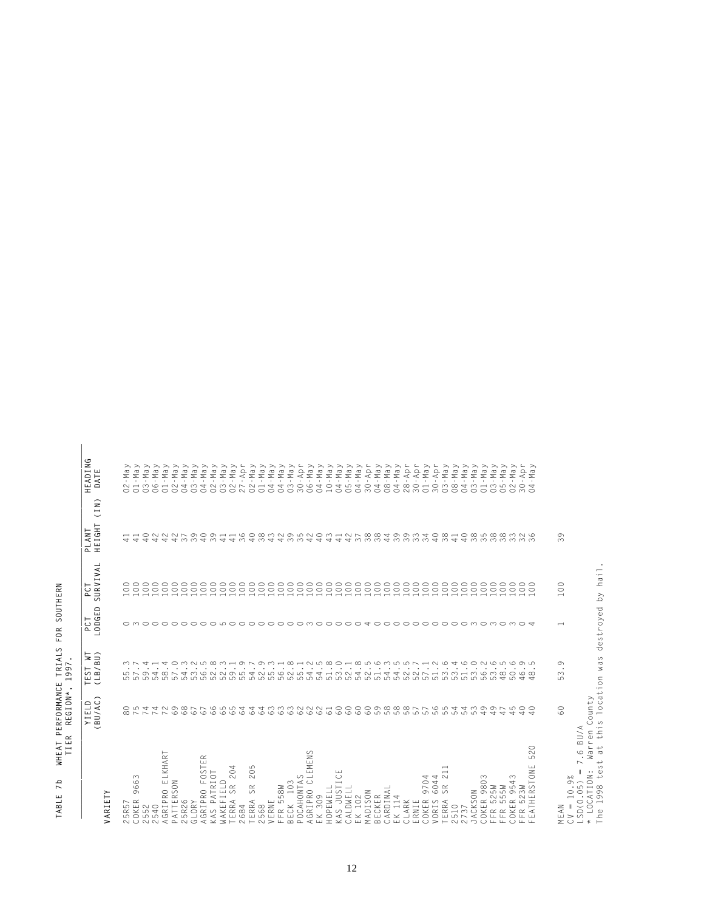TABLE 7b WHEAT PERFORMANCE TRIALS FOR SOUTHERN TIER REGION*, 1997.

| VARIETY | YIELD (BU/AC) | TEST WT (LB/BU) | PCT LODGED | PCT SURVIVAL | PLANT HEIGHT (IN) | HEADING DATE |
|---|---|---|---|---|---|---|
| 25R57 | 80 | 55.3 | 0 | 100 | 41 | 02-May |
| COKER 9663 | 75 | 57.7 | 3 | 100 | 41 | 01-May |
| 2552 | 74 | 59.4 | 0 | 100 | 40 | 03-May |
| 2540 | 74 | 54.1 | 0 | 100 | 42 | 06-May |
| AGRIPRO ELKHART | 72 | 58.4 | 0 | 100 | 42 | 01-May |
| PATTERSON | 69 | 57.0 | 0 | 100 | 42 | 02-May |
| 25R26 | 68 | 54.3 | 0 | 100 | 37 | 04-May |
| GLORY | 67 | 53.2 | 0 | 100 | 39 | 03-May |
| AGRIPRO FOSTER | 67 | 56.5 | 0 | 100 | 40 | 04-May |
| KAS PATRIOT | 66 | 52.8 | 0 | 100 | 39 | 02-May |
| WAKEFIELD | 65 | 52.3 | 5 | 100 | 41 | 03-May |
| TERRA SR 204 | 65 | 59.1 | 0 | 100 | 41 | 02-May |
| 2684 | 64 | 55.9 | 0 | 100 | 36 | 27-Apr |
| TERRA SR 205 | 64 | 54.7 | 0 | 100 | 40 | 02-May |
| 2568 | 64 | 52.9 | 0 | 100 | 38 | 01-May |
| VERNE | 63 | 55.3 | 0 | 100 | 43 | 04-May |
| FFR 558W | 63 | 56.1 | 0 | 100 | 42 | 04-May |
| BECK 103 | 63 | 52.8 | 0 | 100 | 39 | 03-May |
| POCAHONTAS | 62 | 55.1 | 0 | 100 | 35 | 30-Apr |
| AGRIPRO CLEMENS | 62 | 54.2 | 3 | 100 | 42 | 06-May |
| EK 309 | 62 | 54.5 | 0 | 100 | 40 | 04-May |
| HOPEWELL | 61 | 51.8 | 0 | 100 | 43 | 10-May |
| KAS JUSTICE | 60 | 53.0 | 0 | 100 | 41 | 04-May |
| CALDWELL | 60 | 52.1 | 0 | 100 | 42 | 05-May |
| EK 102 | 60 | 54.8 | 0 | 100 | 37 | 04-May |
| MADISON | 60 | 52.5 | 4 | 100 | 38 | 30-Apr |
| BECKER | 59 | 51.6 | 0 | 100 | 38 | 04-May |
| CARDINAL | 58 | 54.3 | 0 | 100 | 44 | 08-May |
| EK 114 | 58 | 54.5 | 0 | 100 | 39 | 04-May |
| CLARK | 58 | 52.5 | 0 | 100 | 39 | 28-Apr |
| ERNIE | 57 | 52.7 | 0 | 100 | 33 | 30-Apr |
| COKER 9704 | 57 | 57.1 | 0 | 100 | 34 | 01-May |
| VORIS 6044 | 56 | 51.2 | 0 | 100 | 40 | 30-Apr |
| TERRA SR 211 | 55 | 53.6 | 0 | 100 | 38 | 03-May |
| 2510 | 54 | 53.4 | 0 | 100 | 41 | 08-May |
| 2737 | 54 | 51.6 | 0 | 100 | 40 | 04-May |
| JACKSON | 53 | 53.0 | 3 | 100 | 38 | 03-May |
| COKER 9803 | 49 | 56.2 | 0 | 100 | 35 | 01-May |
| FFR 525W | 49 | 53.6 | 3 | 100 | 38 | 03-May |
| FFR 555W | 47 | 48.5 | 0 | 100 | 38 | 05-May |
| COKER 9543 | 45 | 50.6 | 3 | 100 | 33 | 02-May |
| FFR 523W | 40 | 46.9 | 0 | 100 | 32 | 30-Apr |
| FEATHERSTONE 520 | 40 | 48.5 | 4 | 100 | 36 | 04-May |
| MEAN | 60 | 53.9 | 1 | 100 | 39 | |

CV = 10.9%
LSD(0.05) = 7.6 BU/A
\* LOCATION: Warren County
The 1998 test at this location was destroyed by hail.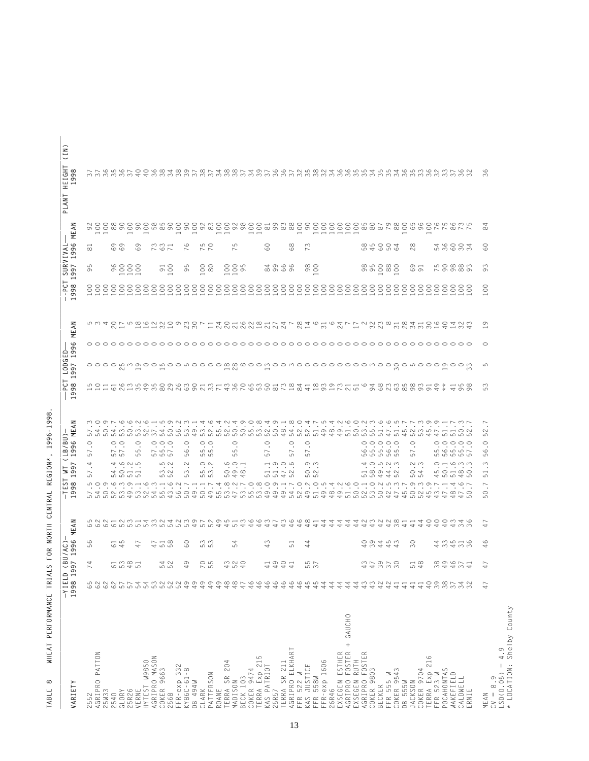TABLE 8 WHEAT PERFORMANCE TRIALS FOR NORTH CENTRAL REGION*, 1996-1998.

| VARIETY | YIELD (BU/AC) 1998 | 1997 | 1996 | MEAN | TEST WT (LB/BU) 1998 | 1997 | 1996 | MEAN | PCT LODGED 1998 | 1997 | 1996 | MEAN | PCT SURVIVAL 1998 | 1997 | 1996 | MEAN | PLANT HEIGHT (IN) 1998 |
|---|---|---|---|---|---|---|---|---|---|---|---|---|---|---|---|---|---|
| 2552 | 65 | 74 | 56 | 65 | 57.5 | 57.4 | 57.0 | 57.3 | 15 | 0 | 0 | 5 | 100 | 95 | 81 | 92 | 37 |
| AGRIPRO PATTON | 62 | | | 62 | 54.0 | | | 54.0 | 10 | 0 | 0 | 3 | 100 | | | 100 | 37 |
| 25W33 | 62 | | | 62 | 50.9 | | | 50.9 | 11 | 0 | 0 | 4 | 100 | | | 100 | 36 |
| 2540 | 62 | 61 | 61 | 61 | 52.6 | 54.4 | 57.0 | 54.7 | 61 | 0 | 0 | 20 | 100 | 96 | 69 | 88 | 35 |
| GLORY | 57 | 53 | 45 | 52 | 53.3 | 50.6 | 57.0 | 53.6 | 26 | 25 | 0 | 17 | 100 | 100 | 69 | 90 | 36 |
| 25R26 | 57 | 48 | | 53 | 49.9 | 51.2 | | 50.6 | 13 | 3 | 0 | 5 | 100 | 100 | | 100 | 37 |
| VERNE | 54 | 51 | 47 | 51 | 53.1 | 51.5 | 55.0 | 53.2 | 35 | 19 | 0 | 18 | 100 | 100 | 69 | 90 | 40 |
| HYTEST W9850 | 54 | | | 54 | 52.6 | | | 52.6 | 49 | 0 | 0 | 16 | 100 | | | 100 | 40 |
| AGRIPRO MASON | 53 | | 47 | 33 | 54.3 | | 57.0 | 37.1 | 35 | 0 | 0 | 12 | 100 | | 73 | 58 | 36 |
| COKER 9663 | 52 | 54 | 51 | 52 | 55.1 | 53.5 | 55.0 | 54.5 | 80 | 15 | 0 | 32 | 100 | 91 | 63 | 85 | 38 |
| 2568 | 52 | 52 | 58 | 54 | 43.6 | 52.2 | 57.0 | 50.9 | 29 | 0 | 0 | 10 | 100 | 100 | 71 | 90 | 34 |
| FFR-exp 332 | 52 | | | 52 | 56.2 | | | 56.2 | 26 | 0 | 0 | 9 | 100 | | | 100 | 38 |
| KY86C-61-8 | 49 | 49 | 60 | 53 | 50.7 | 53.2 | 56.0 | 53.3 | 63 | 5 | 0 | 23 | 100 | 95 | 76 | 90 | 39 |
| DB 494W | 49 | | | 49 | 49.1 | | | 49.1 | 90 | 0 | 0 | 30 | 100 | | | 100 | 37 |
| CLARK | 49 | 70 | 53 | 57 | 50.1 | 55.0 | 55.0 | 53.4 | 21 | 0 | 0 | 7 | 100 | 100 | 75 | 92 | 38 |
| PATTERSON | 49 | 55 | 53 | 52 | 49.7 | 53.2 | 55.0 | 52.6 | 33 | 0 | 0 | 11 | 100 | 80 | 70 | 83 | 37 |
| ROANE | 49 | | | 49 | 55.4 | | | 55.4 | 71 | 0 | 0 | 24 | 100 | | | 100 | 34 |
| TERRA SR 204 | 48 | 43 | | 45 | 53.8 | 50.6 | | 52.2 | 43 | 18 | 0 | 20 | 100 | 100 | | 100 | 38 |
| MADISON | 48 | 52 | 54 | 51 | 47.2 | 49.0 | 55.0 | 50.4 | 36 | 28 | 0 | 21 | 100 | 100 | 75 | 92 | 38 |
| BECK 103 | 47 | 40 | | 43 | 53.7 | 48.1 | | 50.9 | 70 | 8 | 0 | 26 | 100 | 95 | | 98 | 37 |
| COKER 9474 | 46 | | | 46 | 55.0 | | | 55.0 | 65 | 0 | 0 | 22 | 100 | | | 100 | 34 |
| TERRA Exp 215 | 46 | | | 46 | 53.8 | | | 53.8 | 53 | 0 | 0 | 18 | 100 | | | 100 | 39 |
| KAS PATRIOT | 46 | 41 | 43 | 43 | 49.0 | 51.1 | 57.0 | 52.4 | 50 | 13 | 0 | 21 | 100 | 84 | 60 | 81 | 37 |
| 25R57 | 46 | 49 | | 47 | 49.9 | 51.9 | | 50.9 | 81 | 0 | 0 | 27 | 100 | 99 | | 99 | 36 |
| TERRA SR 211 | 46 | 40 | | 43 | 49.1 | 47.0 | | 48.1 | 73 | 0 | 0 | 24 | 100 | 66 | | 83 | 36 |
| AGRIPRO ELKHART | 46 | 41 | 51 | 46 | 54.7 | 52.6 | 57.0 | 54.8 | 18 | 3 | 0 | 7 | 100 | 96 | 68 | 88 | 37 |
| FFR 522 W | 46 | | | 46 | 52.0 | | | 52.0 | 84 | 0 | 0 | 28 | 100 | | | 100 | 32 |
| KAS JUSTICE | 45 | 55 | 44 | 48 | 49.2 | 50.9 | 57.0 | 52.4 | 41 | 0 | 0 | 14 | 100 | 98 | 73 | 90 | 35 |
| FFR 558W | 45 | 37 | | 41 | 51.0 | 52.3 | | 51.7 | 18 | 0 | 0 | 6 | 100 | 100 | | 100 | 38 |
| FFR-exp 1606 | 44 | | | 44 | 49.5 | | | 49.5 | 93 | 0 | 0 | 31 | 100 | | | 100 | 32 |
| 26R46 | 44 | | | 44 | 48.4 | | | 48.4 | 19 | 0 | 0 | 6 | 100 | | | 100 | 34 |
| EXSEGEN ESTHER | 44 | | | 44 | 49.2 | | | 49.2 | 73 | 0 | 0 | 24 | 100 | | | 100 | 36 |
| AGRIPRO FOSTER + GAUCHO | 44 | | | 44 | 51.6 | | | 51.6 | 21 | 0 | 0 | 7 | 100 | | | 100 | 36 |
| EXSEGEN RUTH | 44 | | | 44 | 50.0 | | | 50.0 | 51 | 0 | 0 | 17 | 100 | | | 100 | 35 |
| AGRIPRO FOSTER | 43 | 43 | 40 | 42 | 52.1 | 51.4 | 56.0 | 53.2 | 6 | 0 | 0 | 2 | 100 | 98 | 58 | 85 | 35 |
| COKER 9803 | 43 | 47 | 39 | 43 | 53.0 | 58.0 | 55.0 | 55.3 | 94 | 3 | 0 | 32 | 100 | 95 | 45 | 80 | 34 |
| BECKER | 42 | 39 | 44 | 42 | 50.2 | 49.5 | 55.0 | 51.6 | 68 | 0 | 0 | 23 | 100 | 100 | 60 | 87 | 35 |
| FFR 555 W | 42 | 37 | 45 | 42 | 42.5 | 44.2 | 56.0 | 47.6 | 23 | 0 | 0 | 8 | 100 | 88 | 50 | 79 | 35 |
| COKER 9543 | 41 | 30 | 43 | 38 | 47.3 | 52.3 | 55.0 | 51.5 | 63 | 30 | 0 | 31 | 100 | 100 | 64 | 88 | 34 |
| DB 555W | 41 | | | 41 | 45.7 | | | 45.7 | 85 | 0 | 0 | 28 | 100 | | | 100 | 36 |
| JACKSON | 41 | 51 | 30 | 41 | 50.9 | 50.2 | 57.0 | 52.7 | 98 | 5 | 0 | 34 | 100 | 69 | 28 | 65 | 35 |
| COKER 9704 | 41 | 48 | | 44 | 52.3 | 54.3 | | 53.3 | 93 | 0 | 0 | 31 | 100 | 91 | | 96 | 33 |
| TERRA Exp 216 | 40 | | | 40 | 45.9 | | | 45.9 | 91 | 0 | 0 | 30 | 100 | | | 100 | 36 |
| FFR 523 W | 39 | 38 | 44 | 40 | 43.7 | 45.0 | 55.0 | 47.9 | 49 | 0 | 0 | 16 | 100 | 75 | 54 | 76 | 32 |
| POCAHONTAS | 38 | 49 | 33 | 40 | 47.1 | 50.1 | 56.0 | 51.1 | ** | 19 | 0 | 40 | 100 | 90 | 36 | 75 | 33 |
| WAKEFIELD | 37 | 46 | 45 | 43 | 48.4 | 51.6 | 55.0 | 51.7 | 41 | 0 | 0 | 14 | 100 | 98 | 60 | 86 | 37 |
| CALDWELL | 34 | 37 | 31 | 34 | 47.6 | 48.3 | 55.0 | 50.3 | 95 | 0 | 0 | 32 | 100 | 88 | 30 | 73 | 36 |
| ERNIE | 32 | 41 | 36 | 36 | 50.7 | 50.3 | 57.0 | 52.7 | 98 | 33 | 0 | 43 | 100 | 93 | 34 | 75 | 32 |
| MEAN | 47 | 47 | 46 | 47 | 50.7 | 51.3 | 56.0 | 52.7 | 53 | 5 | 0 | 19 | 100 | 93 | 60 | 84 | 36 |

CV = 8.9
LSD(0.05) = 4.9
* LOCATION: Shelby County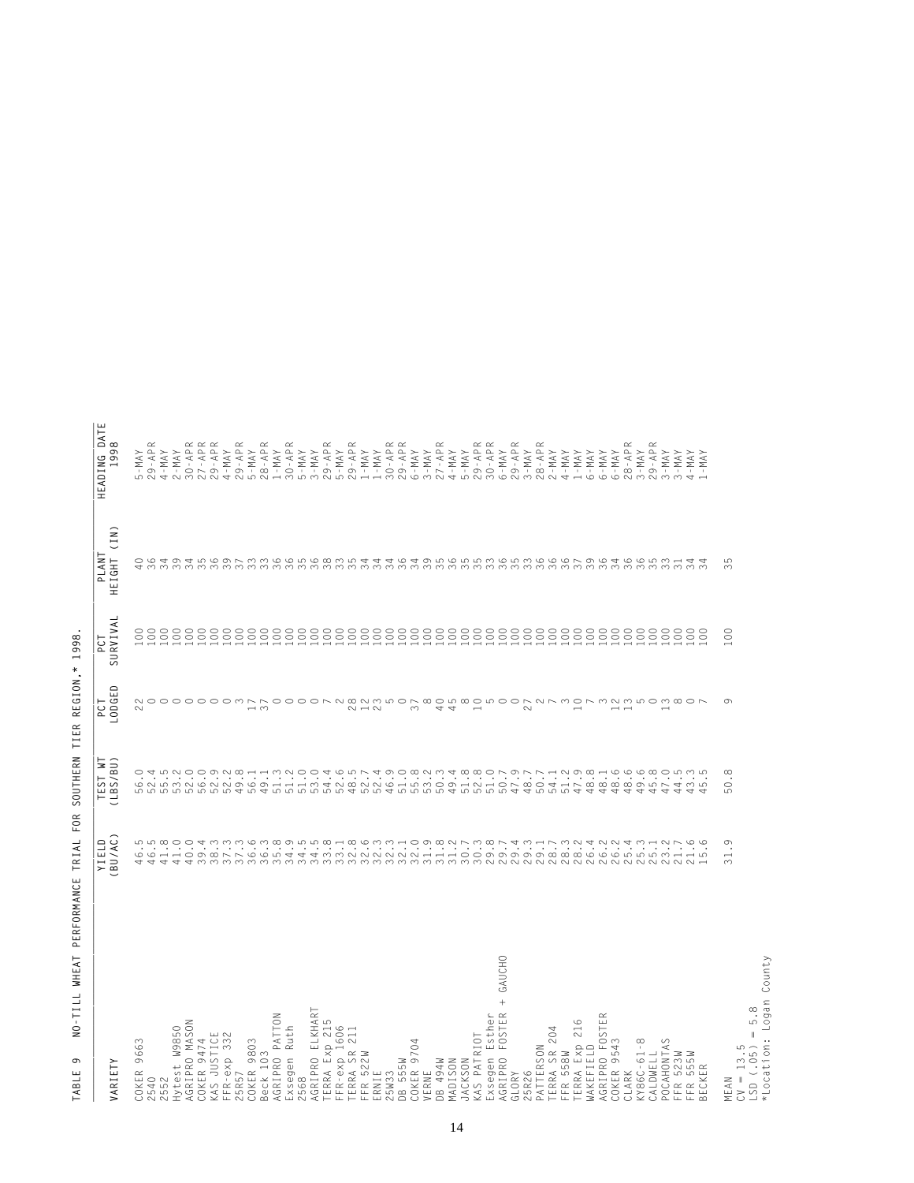TABLE 9  NO-TILL WHEAT PERFORMANCE TRIAL FOR SOUTHERN TIER REGION,* 1998.

| VARIETY | YIELD (BU/AC) | TEST WT (LBS/BU) | PCT LODGED | PCT SURVIVAL | PLANT HEIGHT (IN) | HEADING DATE 1998 |
|---|---|---|---|---|---|---|
| COKER 9663 | 46.5 | 56.0 | 22 | 100 | 40 | 5-MAY |
| 2540 | 46.5 | 52.4 | 0 | 100 | 36 | 29-APR |
| 2552 | 41.8 | 55.5 | 0 | 100 | 34 | 4-MAY |
| Hytest W9850 | 41.0 | 53.2 | 0 | 100 | 39 | 2-MAY |
| AGRIPRO MASON | 40.0 | 52.0 | 0 | 100 | 34 | 30-APR |
| COKER 9474 | 39.4 | 56.0 | 0 | 100 | 35 | 27-APR |
| KAS JUSTICE | 38.3 | 52.9 | 0 | 100 | 36 | 29-APR |
| FFR-exp 332 | 37.3 | 52.2 | 0 | 100 | 39 | 4-MAY |
| 25R57 | 37.3 | 49.8 | 3 | 100 | 37 | 29-APR |
| COKER 9803 | 36.6 | 56.1 | 17 | 100 | 33 | 5-MAY |
| Beck 103 | 36.3 | 49.1 | 37 | 100 | 33 | 28-APR |
| AGRIPRO PATTON | 35.8 | 51.3 | 0 | 100 | 36 | 1-MAY |
| Exsegen Ruth | 34.9 | 51.2 | 0 | 100 | 36 | 30-APR |
| 2568 | 34.5 | 51.0 | 0 | 100 | 35 | 5-MAY |
| AGRIPRO ELKHART | 34.5 | 53.0 | 0 | 100 | 36 | 3-MAY |
| TERRA Exp 215 | 33.8 | 54.4 | 7 | 100 | 38 | 29-APR |
| FFR-exp 1606 | 33.1 | 52.6 | 2 | 100 | 33 | 5-MAY |
| TERRA SR 211 | 32.8 | 48.5 | 28 | 100 | 35 | 29-APR |
| FFR 522W | 32.6 | 52.7 | 12 | 100 | 34 | 1-MAY |
| ERNIE | 32.3 | 52.4 | 23 | 100 | 34 | 1-MAY |
| 25W33 | 32.3 | 46.9 | 5 | 100 | 34 | 30-APR |
| DB 555W | 32.1 | 51.0 | 0 | 100 | 36 | 29-APR |
| COKER 9704 | 32.0 | 55.8 | 37 | 100 | 34 | 6-MAY |
| VERNE | 31.9 | 53.2 | 8 | 100 | 39 | 3-MAY |
| DB 494W | 31.8 | 50.3 | 40 | 100 | 35 | 27-APR |
| MADISON | 31.2 | 49.4 | 45 | 100 | 36 | 4-MAY |
| JACKSON | 30.7 | 51.8 | 8 | 100 | 35 | 5-MAY |
| KAS PATRIOT | 30.3 | 52.8 | 10 | 100 | 35 | 29-APR |
| Exsegen Esther | 29.8 | 51.0 | 5 | 100 | 33 | 30-APR |
| AGRIPRO FOSTER + GAUCHO | 29.7 | 50.7 | 0 | 100 | 36 | 6-MAY |
| GLORY | 29.4 | 47.9 | 0 | 100 | 35 | 29-APR |
| 25R26 | 29.3 | 48.7 | 27 | 100 | 33 | 3-MAY |
| PATTERSON | 29.1 | 50.7 | 2 | 100 | 36 | 28-APR |
| TERRA SR 204 | 28.7 | 54.1 | 7 | 100 | 36 | 2-MAY |
| FFR 558W | 28.3 | 51.2 | 3 | 100 | 36 | 4-MAY |
| TERRA Exp 216 | 28.2 | 47.9 | 10 | 100 | 37 | 1-MAY |
| WAKEFIELD | 26.4 | 48.8 | 7 | 100 | 39 | 6-MAY |
| AGRIPRO FOSTER | 26.2 | 48.1 | 3 | 100 | 36 | 6-MAY |
| COKER 9543 | 26.2 | 48.6 | 12 | 100 | 34 | 6-MAY |
| CLARK | 25.4 | 48.6 | 13 | 100 | 36 | 28-APR |
| KY86C-61-8 | 25.3 | 49.6 | 5 | 100 | 36 | 3-MAY |
| CALDWELL | 25.1 | 45.8 | 0 | 100 | 35 | 29-APR |
| POCAHONTAS | 23.2 | 47.0 | 13 | 100 | 33 | 3-MAY |
| FFR 523W | 21.7 | 44.5 | 8 | 100 | 31 | 3-MAY |
| FFR 555W | 21.6 | 43.3 | 0 | 100 | 34 | 4-MAY |
| BECKER | 15.6 | 45.5 | 7 | 100 | 34 | 1-MAY |
| MEAN | 31.9 | 50.8 | 9 | 100 | 35 | |

CV = 13.5
LSD (.05) = 5.8
*Location: Logan County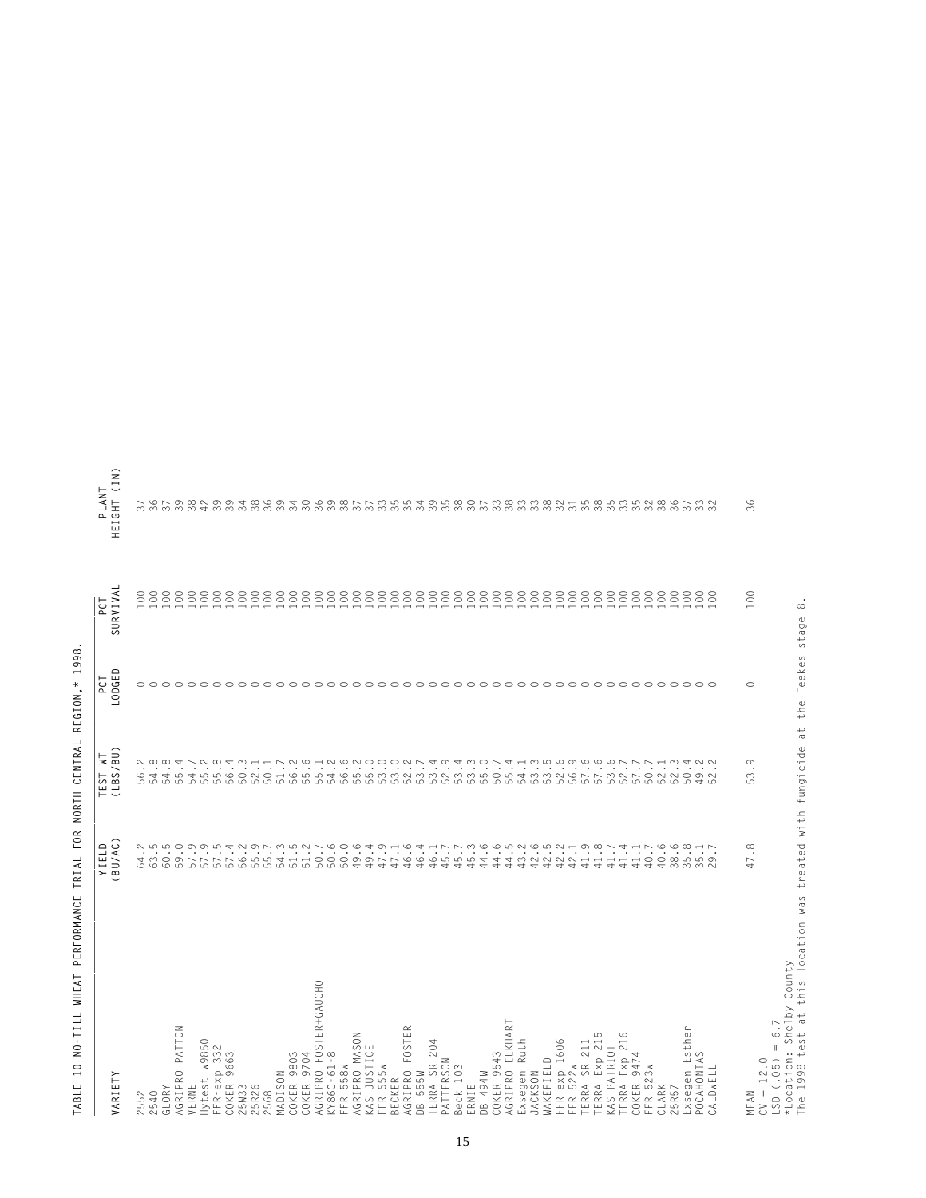TABLE 10 NO-TILL WHEAT PERFORMANCE TRIAL FOR NORTH CENTRAL REGION,* 1998.

| VARIETY | YIELD (BU/AC) | TEST WT (LBS/BU) | PCT LODGED | PCT SURVIVAL | PLANT HEIGHT (IN) |
|---|---|---|---|---|---|
| 2552 | 64.2 | 56.2 | 0 | 100 | 37 |
| 2540 | 63.5 | 54.8 | 0 | 100 | 36 |
| GLORY | 60.5 | 54.8 | 0 | 100 | 37 |
| AGRIPRO PATTON | 59.0 | 55.4 | 0 | 100 | 39 |
| VERNE | 57.9 | 54.7 | 0 | 100 | 38 |
| Hytest W9850 | 57.9 | 55.2 | 0 | 100 | 42 |
| FFR-exp 332 | 57.5 | 55.8 | 0 | 100 | 39 |
| COKER 9663 | 57.4 | 56.4 | 0 | 100 | 39 |
| 25W33 | 56.2 | 50.3 | 0 | 100 | 34 |
| 25R26 | 55.9 | 52.1 | 0 | 100 | 38 |
| 2568 | 55.7 | 50.1 | 0 | 100 | 36 |
| MADISON | 54.3 | 51.7 | 0 | 100 | 39 |
| COKER 9803 | 51.5 | 56.2 | 0 | 100 | 34 |
| COKER 9704 | 51.2 | 55.6 | 0 | 100 | 30 |
| AGRIPRO FOSTER+GAUCHO | 50.7 | 55.1 | 0 | 100 | 36 |
| KY86C-61-8 | 50.6 | 54.2 | 0 | 100 | 39 |
| FFR 558W | 50.0 | 56.6 | 0 | 100 | 38 |
| AGRIPRO MASON | 49.6 | 55.2 | 0 | 100 | 37 |
| KAS JUSTICE | 49.4 | 55.0 | 0 | 100 | 37 |
| FFR 555W | 47.9 | 53.0 | 0 | 100 | 33 |
| BECKER | 47.1 | 53.0 | 0 | 100 | 35 |
| AGRIPRO FOSTER | 46.6 | 52.2 | 0 | 100 | 35 |
| DB 555W | 46.4 | 53.7 | 0 | 100 | 34 |
| TERRA SR 204 | 46.1 | 53.4 | 0 | 100 | 39 |
| PATTERSON | 45.7 | 52.9 | 0 | 100 | 35 |
| Beck 103 | 45.7 | 53.4 | 0 | 100 | 38 |
| ERNIE | 45.3 | 53.3 | 0 | 100 | 30 |
| DB 494W | 44.6 | 55.0 | 0 | 100 | 37 |
| COKER 9543 | 44.6 | 50.7 | 0 | 100 | 33 |
| AGRIPRO ELKHART | 44.5 | 55.4 | 0 | 100 | 38 |
| Exsegen Ruth | 43.2 | 54.1 | 0 | 100 | 33 |
| JACKSON | 42.6 | 53.3 | 0 | 100 | 33 |
| WAKEFIELD | 42.5 | 53.5 | 0 | 100 | 38 |
| FFR-exp 1606 | 42.2 | 52.6 | 0 | 100 | 32 |
| FFR 522W | 42.1 | 56.9 | 0 | 100 | 31 |
| TERRA SR 211 | 41.9 | 57.6 | 0 | 100 | 35 |
| TERRA Exp 215 | 41.8 | 57.6 | 0 | 100 | 38 |
| KAS PATRIOT | 41.7 | 53.6 | 0 | 100 | 35 |
| TERRA Exp 216 | 41.4 | 52.7 | 0 | 100 | 33 |
| COKER 9474 | 41.1 | 57.7 | 0 | 100 | 35 |
| FFR 523W | 40.7 | 50.7 | 0 | 100 | 32 |
| CLARK | 40.6 | 52.1 | 0 | 100 | 38 |
| 25R57 | 38.6 | 52.3 | 0 | 100 | 36 |
| Exsegen Esther | 35.8 | 50.4 | 0 | 100 | 37 |
| POCAHONTAS | 35.1 | 49.2 | 0 | 100 | 33 |
| CALDWELL | 29.7 | 52.2 | 0 | 100 | 32 |
| MEAN | 47.8 | 53.9 | 0 | 100 | 36 |

CV = 12.0
LSD (.05) = 6.7
*Location: Shelby County
The 1998 test at this location was treated with fungicide at the Feekes stage 8.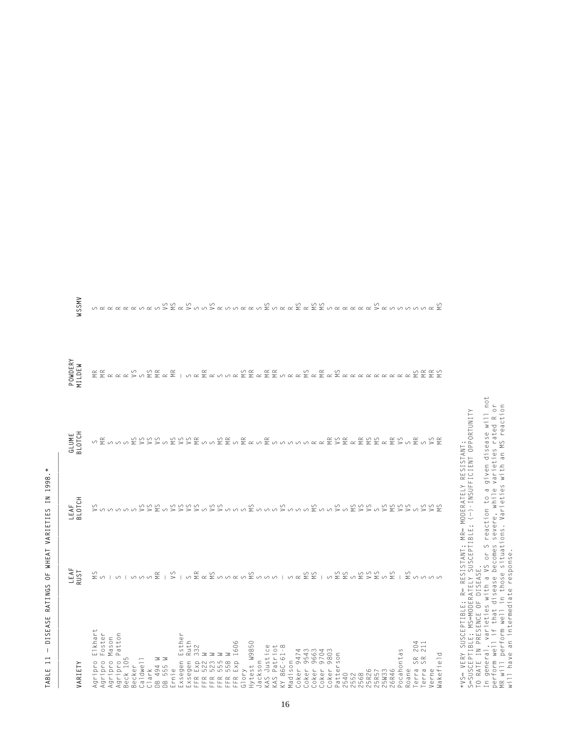## TABLE 11 – DISEASE RATINGS OF WHEAT VARIETIES IN 1998.*

| VARIETY | LEAF RUST | LEAF BLOTCH | GLUME BLOTCH | POWDERY MILDEW | WSSMV |
|---|---|---|---|---|---|
| Agripro Elkhart | MS | VS | S | MR | S |
| Agripro Foster | S | S | MR | MR | R |
| Agripro Mason | — | S | S | R | R |
| Agripro Patton | S | S | S | R | R |
| Beck 105 | — | S | S | R | R |
| Becker | S | S | S | VS | R |
| Caldwell | S | VS | MS | S | S |
| Clark | S | VS | VS | MS | R |
| DB 494 W | MR | MS | VS | MR | S |
| DB 555 W | — | S | VS | R | VS |
| Ernie | VS | VS | S | MR | MS |
| Exsegen Esther | — | VS | MS | — | R |
| Exsegen Ruth | S | VS | VS | S | VS |
| FFR Exp 332 | MR | VS | VS | R | S |
| FFR 522 W | R | S | MR | MR | S |
| FFR 523 W | MS | VS | S | R | VS |
| FFR 555 W | S | VS | S | S | R |
| FFR 558 W | S | S | MS | S | S |
| FFR Exp 1606 | R | S | MR | R | S |
| Glory | S | S | S | MS | R |
| Hytest W9850 | MS | MS | MR | MR | R |
| Jackson | S | S | R | R | S |
| KAS Justice | S | S | S | MR | MS |
| KAS Patriot | S | VS | MR | MR | S |
| KY 86C-61-8 | — | S | S | S | R |
| Madison | S | S | S | R | R |
| Coker 9474 | R | S | S | R | MS |
| Coker 9543 | MS | S | S | MS | R |
| Coker 9663 | MS | MS | R | R | MS |
| Coker 9704 | — | S | R | MR | MS |
| Coker 9803 | S | S | MR | R | S |
| Patterson | MS | VS | VS | MS | R |
| 2540 | MS | S | MR | R | R |
| 2552 | S | MS | R | R | R |
| 2568 | MS | VS | MR | R | R |
| 25R26 | VS | VS | MS | R | R |
| 25R57 | MS | S | MS | R | VS |
| 25W33 | S | VS | R | R | R |
| 26R46 | MS | MS | MR | R | S |
| Pocahontas | — | VS | VS | R | S |
| Roane | MS | VS | S | R | S |
| Terra SR 204 | S | S | MR | MS | S |
| Terra SR 211 | S | VS | S | MR | S |
| Verne | S | VS | VS | MR | R |
| Wakefield | S | MS | MR | MS | MS |

*VS= VERY SUSCEPTIBLE; R= RESISTANT; MR= MODERATELY RESISTANT;
S=SUSCEPTIBLE; MS=MODERATELY SUSCEPTIBLE; (—)-INSUFFICIENT OPPORTUNITY TO RATE IN PRESENCE OF DISEASE.
In general, varieties with a VS or S reaction to a given disease will not perform well if that disease becomes severe, while varieties rated R or MR will perform well in those situations. Varieties with an MS reaction will have an intermediate response.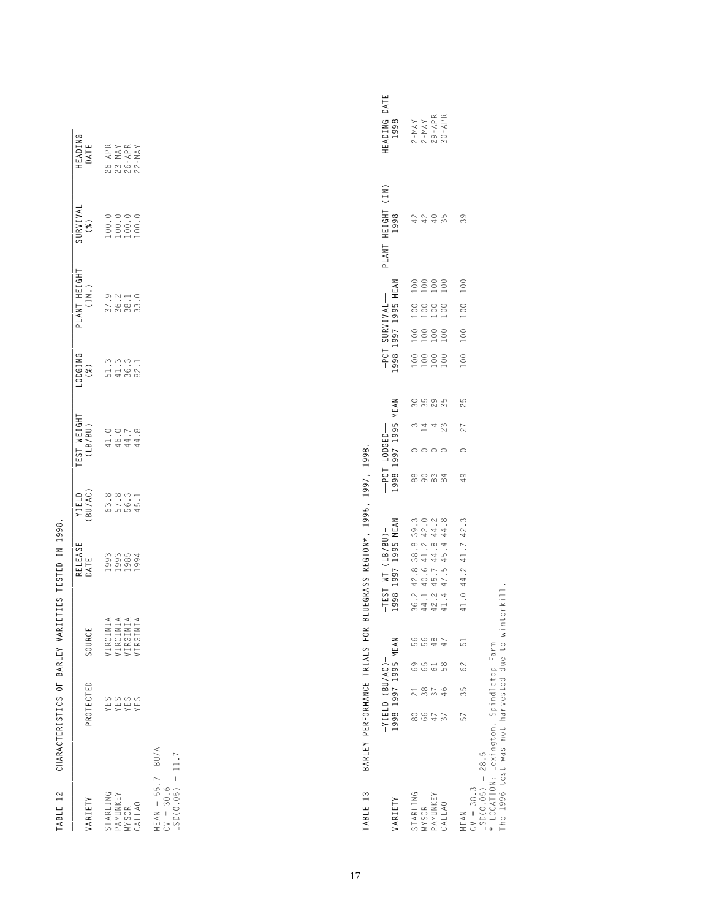TABLE 12 CHARACTERISTICS OF BARLEY VARIETIES TESTED IN 1998.

| VARIETY | PROTECTED | SOURCE | RELEASE DATE | YIELD (BU/AC) | TEST WEIGHT (LB/BU) | LODGING (%) | PLANT HEIGHT (IN.) | SURVIVAL (%) | HEADING DATE |
|---|---|---|---|---|---|---|---|---|---|
| STARLING | YES | VIRGINIA | 1993 | 63.8 | 41.0 | 51.3 | 37.9 | 100.0 | 26-APR |
| PAMUNKEY | YES | VIRGINIA | 1993 | 57.8 | 46.0 | 41.3 | 36.2 | 100.0 | 23-MAY |
| WYSOR | YES | VIRGINIA | 1985 | 56.3 | 44.7 | 36.3 | 38.1 | 100.0 | 26-APR |
| CALLAO | YES | VIRGINIA | 1994 | 45.1 | 44.8 | 82.1 | 33.0 | 100.0 | 22-MAY |

MEAN = 55.7 BU/A
CV = 30.6
LSD(0.05) = 11.7

TABLE 13 BARLEY PERFORMANCE TRIALS FOR BLUEGRASS REGION*, 1995, 1997, 1998.

| VARIETY | YIELD (BU/AC) | | | | TEST WT (LB/BU) | | | | PCT LODGED | | | | PCT SURVIVAL | | | | PLANT HEIGHT (IN) | HEADING DATE |
|---|---|---|---|---|---|---|---|---|---|---|---|---|---|---|---|---|---|---|
| | 1998 | 1997 | 1995 | MEAN | 1998 | 1997 | 1995 | MEAN | 1998 | 1997 | 1995 | MEAN | 1998 | 1997 | 1995 | MEAN | 1998 | 1998 |
| STARLING | 80 | 21 | 69 | 56 | 36.2 | 42.8 | 38.8 | 39.3 | 88 | 0 | 3 | 30 | 100 | 100 | 100 | 100 | 42 | 2-MAY |
| WYSOR | 66 | 38 | 65 | 56 | 44.1 | 40.6 | 41.2 | 42.0 | 90 | 0 | 14 | 35 | 100 | 100 | 100 | 100 | 42 | 2-MAY |
| PAMUNKEY | 47 | 37 | 61 | 48 | 42.2 | 45.7 | 44.8 | 44.2 | 83 | 0 | 4 | 29 | 100 | 100 | 100 | 100 | 40 | 29-APR |
| CALLAO | 37 | 46 | 58 | 47 | 41.4 | 47.5 | 45.4 | 44.8 | 84 | 0 | 23 | 35 | 100 | 100 | 100 | 100 | 35 | 30-APR |
| MEAN | 57 | 35 | 62 | 51 | 41.0 | 44.2 | 41.7 | 42.3 | 49 | 0 | 27 | 25 | 100 | 100 | 100 | 100 | 39 | |

CV = 38.3
LSD(0.05) = 28.5
* LOCATION: Lexington, Spindletop Farm
The 1996 test was not harvested due to winterkill.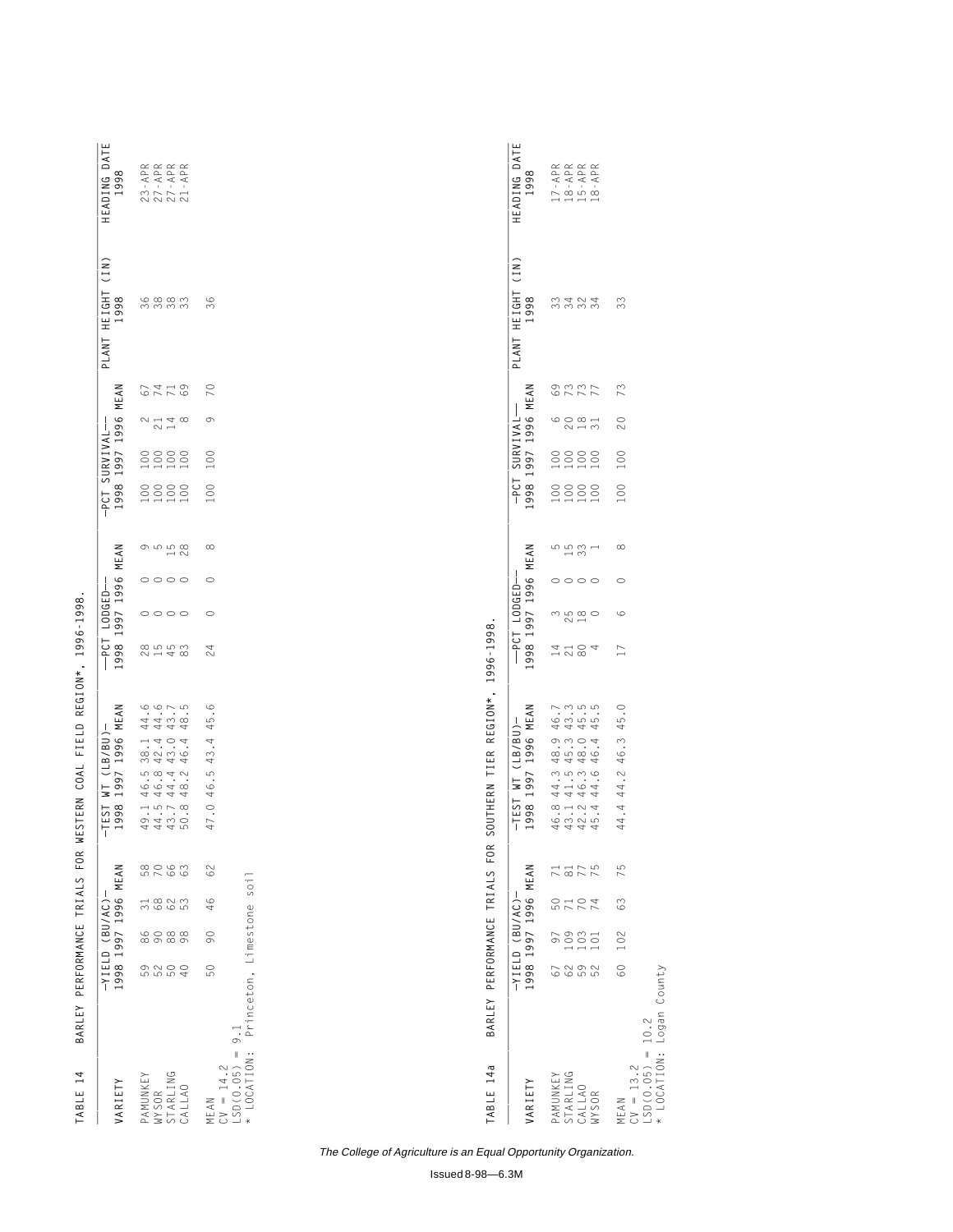TABLE 14 BARLEY PERFORMANCE TRIALS FOR WESTERN COAL FIELD REGION*, 1996-1998.

| VARIETY | -YIELD (BU/AC)- 1998 | 1997 | 1996 | MEAN | -TEST WT (LB/BU)- 1998 | 1997 | 1996 | MEAN | —PCT LODGED— 1998 | 1997 | 1996 | MEAN | —PCT SURVIVAL— 1998 | 1997 | 1996 | MEAN | PLANT HEIGHT (IN) 1998 | HEADING DATE 1998 |
|---|---|---|---|---|---|---|---|---|---|---|---|---|---|---|---|---|---|---|
| PAMUNKEY | 59 | 86 | 31 | 58 | 49.1 | 46.5 | 38.1 | 44.6 | 28 | 0 | 0 | 9 | 100 | 100 | 2 | 67 | 36 | 23-APR |
| WYSOR | 52 | 90 | 68 | 70 | 44.5 | 46.8 | 42.4 | 44.6 | 15 | 0 | 0 | 5 | 100 | 100 | 21 | 74 | 38 | 27-APR |
| STARLING | 50 | 88 | 62 | 66 | 43.7 | 44.4 | 43.0 | 43.7 | 45 | 0 | 0 | 15 | 100 | 100 | 14 | 71 | 38 | 27-APR |
| CALLAO | 40 | 98 | 53 | 63 | 50.8 | 48.2 | 46.4 | 48.5 | 83 | 0 | 0 | 28 | 100 | 100 | 8 | 69 | 33 | 21-APR |
| MEAN | 50 | 90 | 46 | 62 | 47.0 | 46.5 | 43.4 | 45.6 | 24 | 0 | 0 | 8 | 100 | 100 | 9 | 70 | 36 | |

CV = 14.2
LSD(0.05) = 9.1
* LOCATION: Princeton, Limestone soil

TABLE 14a BARLEY PERFORMANCE TRIALS FOR SOUTHERN TIER REGION*, 1996-1998.

| VARIETY | -YIELD (BU/AC)- 1998 | 1997 | 1996 | MEAN | -TEST WT (LB/BU)- 1998 | 1997 | 1996 | MEAN | —PCT LODGED— 1998 | 1997 | 1996 | MEAN | —PCT SURVIVAL— 1998 | 1997 | 1996 | MEAN | PLANT HEIGHT (IN) 1998 | HEADING DATE 1998 |
|---|---|---|---|---|---|---|---|---|---|---|---|---|---|---|---|---|---|---|
| PAMUNKEY | 67 | 97 | 50 | 71 | 46.8 | 44.3 | 48.9 | 46.7 | 14 | 3 | 0 | 5 | 100 | 100 | 6 | 69 | 33 | 17-APR |
| STARLING | 62 | 109 | 71 | 81 | 43.1 | 41.5 | 45.3 | 43.3 | 21 | 25 | 0 | 15 | 100 | 100 | 20 | 73 | 34 | 18-APR |
| CALLAO | 59 | 103 | 70 | 77 | 42.2 | 46.3 | 48.0 | 45.5 | 80 | 18 | 0 | 33 | 100 | 100 | 18 | 73 | 32 | 15-APR |
| WYSOR | 52 | 101 | 74 | 75 | 45.4 | 44.6 | 46.4 | 45.5 | 4 | 0 | 0 | 1 | 100 | 100 | 31 | 77 | 34 | 18-APR |
| MEAN | 60 | 102 | 63 | 75 | 44.4 | 44.2 | 46.3 | 45.0 | 17 | 6 | 0 | 8 | 100 | 100 | 20 | 73 | 33 | |

CV = 13.2
LSD(0.05) = 10.2
* LOCATION: Logan County

*The College of Agriculture is an Equal Opportunity Organization.*

Issued 8-98—6.3M